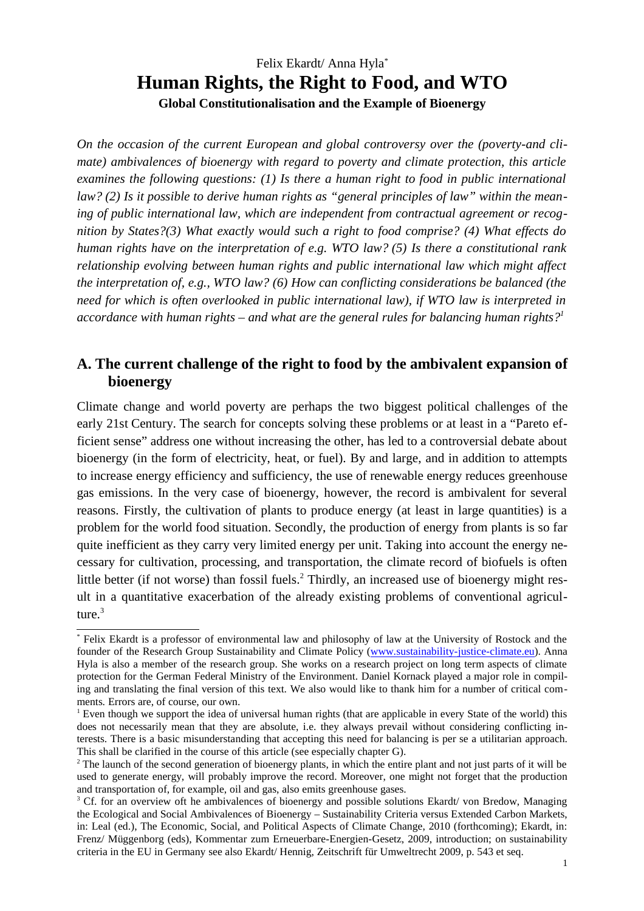Felix Ekardt/ Anna Hyla[*]

# Human Rights, the Right to Food, and WTO

**Global Constitutionalisation and the Example of Bioenergy**

*On the occasion of the current European and global controversy over the (poverty-and climate) ambivalences of bioenergy with regard to poverty and climate protection, this article examines the following questions: (1) Is there a human right to food in public international law? (2) Is it possible to derive human rights as "general principles of law" within the meaning of public international law, which are independent from contractual agreement or recognition by States?(3) What exactly would such a right to food comprise? (4) What effects do human rights have on the interpretation of e.g. WTO law? (5) Is there a constitutional rank relationship evolving between human rights and public international law which might affect the interpretation of, e.g., WTO law? (6) How can conflicting considerations be balanced (the need for which is often overlooked in public international law), if WTO law is interpreted in accordance with human rights – and what are the general rules for balancing human rights?*[1]

## A. The current challenge of the right to food by the ambivalent expansion of bioenergy

Climate change and world poverty are perhaps the two biggest political challenges of the early 21st Century. The search for concepts solving these problems or at least in a "Pareto efficient sense" address one without increasing the other, has led to a controversial debate about bioenergy (in the form of electricity, heat, or fuel). By and large, and in addition to attempts to increase energy efficiency and sufficiency, the use of renewable energy reduces greenhouse gas emissions. In the very case of bioenergy, however, the record is ambivalent for several reasons. Firstly, the cultivation of plants to produce energy (at least in large quantities) is a problem for the world food situation. Secondly, the production of energy from plants is so far quite inefficient as they carry very limited energy per unit. Taking into account the energy necessary for cultivation, processing, and transportation, the climate record of biofuels is often little better (if not worse) than fossil fuels.[2] Thirdly, an increased use of bioenergy might result in a quantitative exacerbation of the already existing problems of conventional agriculture.[3]

---

[*] Felix Ekardt is a professor of environmental law and philosophy of law at the University of Rostock and the founder of the Research Group Sustainability and Climate Policy (www.sustainability-justice-climate.eu). Anna Hyla is also a member of the research group. She works on a research project on long term aspects of climate protection for the German Federal Ministry of the Environment. Daniel Kornack played a major role in compiling and translating the final version of this text. We also would like to thank him for a number of critical comments. Errors are, of course, our own.

[1] Even though we support the idea of universal human rights (that are applicable in every State of the world) this does not necessarily mean that they are absolute, i.e. they always prevail without considering conflicting interests. There is a basic misunderstanding that accepting this need for balancing is per se a utilitarian approach. This shall be clarified in the course of this article (see especially chapter G).

[2] The launch of the second generation of bioenergy plants, in which the entire plant and not just parts of it will be used to generate energy, will probably improve the record. Moreover, one might not forget that the production and transportation of, for example, oil and gas, also emits greenhouse gases.

[3] Cf. for an overview oft he ambivalences of bioenergy and possible solutions Ekardt/ von Bredow, Managing the Ecological and Social Ambivalences of Bioenergy – Sustainability Criteria versus Extended Carbon Markets, in: Leal (ed.), The Economic, Social, and Political Aspects of Climate Change, 2010 (forthcoming); Ekardt, in: Frenz/ Müggenborg (eds), Kommentar zum Erneuerbare-Energien-Gesetz, 2009, introduction; on sustainability criteria in the EU in Germany see also Ekardt/ Hennig, Zeitschrift für Umweltrecht 2009, p. 543 et seq.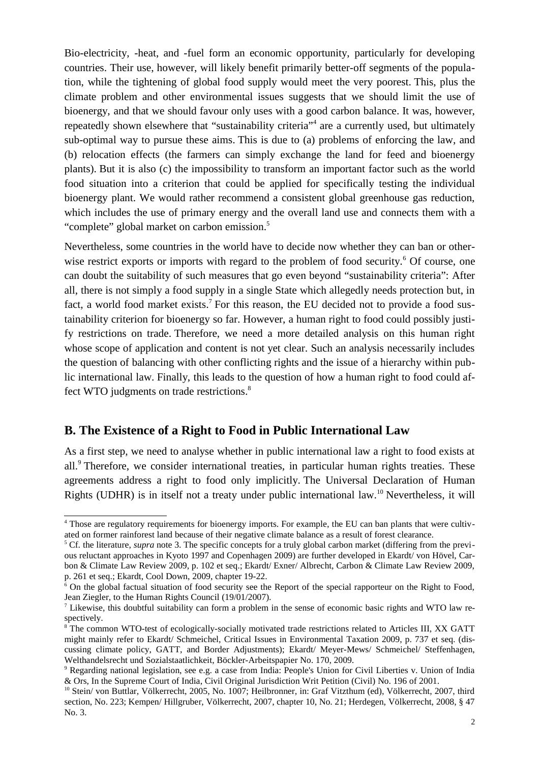Bio-electricity, -heat, and -fuel form an economic opportunity, particularly for developing countries. Their use, however, will likely benefit primarily better-off segments of the population, while the tightening of global food supply would meet the very poorest. This, plus the climate problem and other environmental issues suggests that we should limit the use of bioenergy, and that we should favour only uses with a good carbon balance. It was, however, repeatedly shown elsewhere that "sustainability criteria"[4] are a currently used, but ultimately sub-optimal way to pursue these aims. This is due to (a) problems of enforcing the law, and (b) relocation effects (the farmers can simply exchange the land for feed and bioenergy plants). But it is also (c) the impossibility to transform an important factor such as the world food situation into a criterion that could be applied for specifically testing the individual bioenergy plant. We would rather recommend a consistent global greenhouse gas reduction, which includes the use of primary energy and the overall land use and connects them with a "complete" global market on carbon emission.[5]

Nevertheless, some countries in the world have to decide now whether they can ban or otherwise restrict exports or imports with regard to the problem of food security.[6] Of course, one can doubt the suitability of such measures that go even beyond "sustainability criteria": After all, there is not simply a food supply in a single State which allegedly needs protection but, in fact, a world food market exists.[7] For this reason, the EU decided not to provide a food sustainability criterion for bioenergy so far. However, a human right to food could possibly justify restrictions on trade. Therefore, we need a more detailed analysis on this human right whose scope of application and content is not yet clear. Such an analysis necessarily includes the question of balancing with other conflicting rights and the issue of a hierarchy within public international law. Finally, this leads to the question of how a human right to food could affect WTO judgments on trade restrictions.[8]

## B. The Existence of a Right to Food in Public International Law

As a first step, we need to analyse whether in public international law a right to food exists at all.[9] Therefore, we consider international treaties, in particular human rights treaties. These agreements address a right to food only implicitly. The Universal Declaration of Human Rights (UDHR) is in itself not a treaty under public international law.[10] Nevertheless, it will

---

[4] Those are regulatory requirements for bioenergy imports. For example, the EU can ban plants that were cultivated on former rainforest land because of their negative climate balance as a result of forest clearance.

[5] Cf. the literature, *supra* note 3. The specific concepts for a truly global carbon market (differing from the previous reluctant approaches in Kyoto 1997 and Copenhagen 2009) are further developed in Ekardt/ von Hövel, Carbon & Climate Law Review 2009, p. 102 et seq.; Ekardt/ Exner/ Albrecht, Carbon & Climate Law Review 2009, p. 261 et seq.; Ekardt, Cool Down, 2009, chapter 19-22.

[6] On the global factual situation of food security see the Report of the special rapporteur on the Right to Food, Jean Ziegler, to the Human Rights Council (19/01/2007).

[7] Likewise, this doubtful suitability can form a problem in the sense of economic basic rights and WTO law respectively.

[8] The common WTO-test of ecologically-socially motivated trade restrictions related to Articles III, XX GATT might mainly refer to Ekardt/ Schmeichel, Critical Issues in Environmental Taxation 2009, p. 737 et seq. (discussing climate policy, GATT, and Border Adjustments); Ekardt/ Meyer-Mews/ Schmeichel/ Steffenhagen, Welthandelsrecht und Sozialstaatlichkeit, Böckler-Arbeitspapier No. 170, 2009.

[9] Regarding national legislation, see e.g. a case from India: People's Union for Civil Liberties v. Union of India & Ors, In the Supreme Court of India, Civil Original Jurisdiction Writ Petition (Civil) No. 196 of 2001.

[10] Stein/ von Buttlar, Völkerrecht, 2005, No. 1007; Heilbronner, in: Graf Vitzthum (ed), Völkerrecht, 2007, third section, No. 223; Kempen/ Hillgruber, Völkerrecht, 2007, chapter 10, No. 21; Herdegen, Völkerrecht, 2008, § 47 No. 3.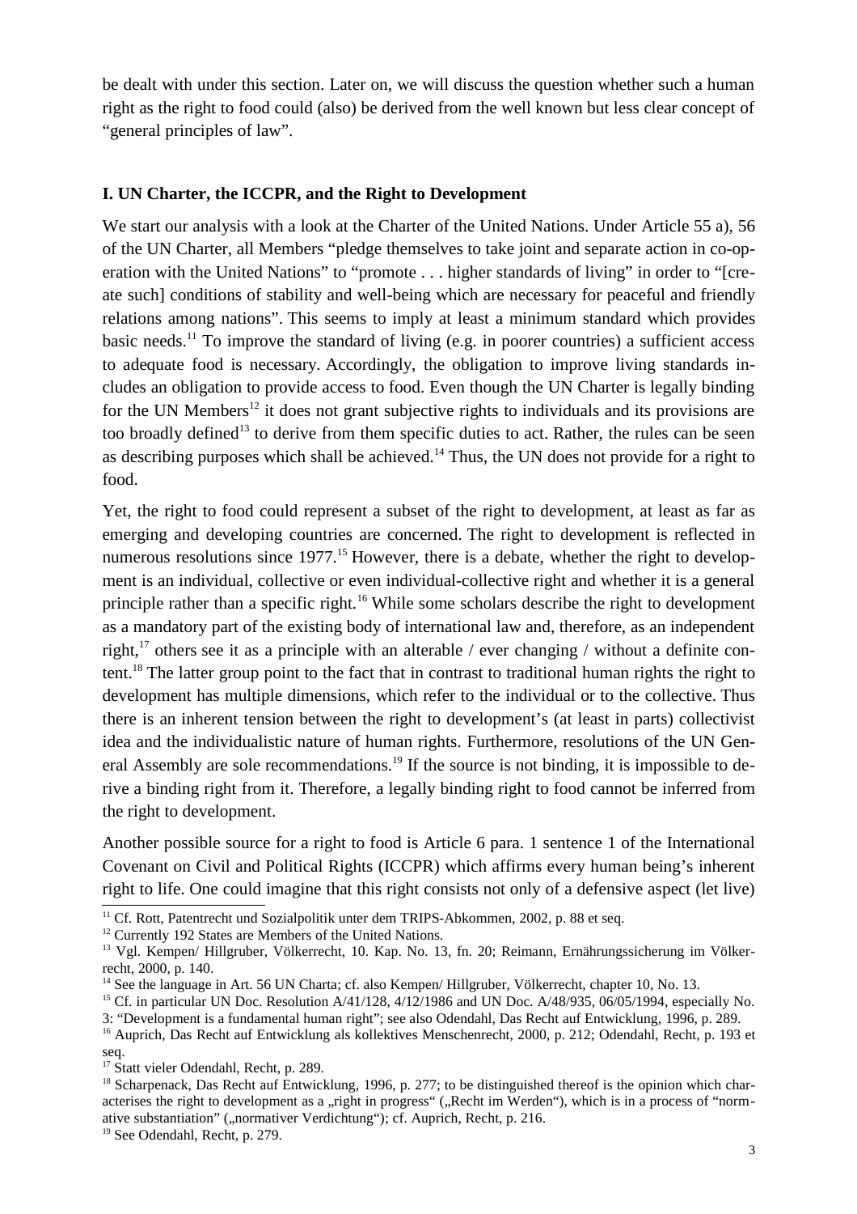be dealt with under this section. Later on, we will discuss the question whether such a human right as the right to food could (also) be derived from the well known but less clear concept of "general principles of law".

### I. UN Charter, the ICCPR, and the Right to Development

We start our analysis with a look at the Charter of the United Nations. Under Article 55 a), 56 of the UN Charter, all Members "pledge themselves to take joint and separate action in co-operation with the United Nations" to "promote . . . higher standards of living" in order to "[create such] conditions of stability and well-being which are necessary for peaceful and friendly relations among nations". This seems to imply at least a minimum standard which provides basic needs.[11] To improve the standard of living (e.g. in poorer countries) a sufficient access to adequate food is necessary. Accordingly, the obligation to improve living standards includes an obligation to provide access to food. Even though the UN Charter is legally binding for the UN Members[12] it does not grant subjective rights to individuals and its provisions are too broadly defined[13] to derive from them specific duties to act. Rather, the rules can be seen as describing purposes which shall be achieved.[14] Thus, the UN does not provide for a right to food.

Yet, the right to food could represent a subset of the right to development, at least as far as emerging and developing countries are concerned. The right to development is reflected in numerous resolutions since 1977.[15] However, there is a debate, whether the right to development is an individual, collective or even individual-collective right and whether it is a general principle rather than a specific right.[16] While some scholars describe the right to development as a mandatory part of the existing body of international law and, therefore, as an independent right,[17] others see it as a principle with an alterable / ever changing / without a definite content.[18] The latter group point to the fact that in contrast to traditional human rights the right to development has multiple dimensions, which refer to the individual or to the collective. Thus there is an inherent tension between the right to development's (at least in parts) collectivist idea and the individualistic nature of human rights. Furthermore, resolutions of the UN General Assembly are sole recommendations.[19] If the source is not binding, it is impossible to derive a binding right from it. Therefore, a legally binding right to food cannot be inferred from the right to development.

Another possible source for a right to food is Article 6 para. 1 sentence 1 of the International Covenant on Civil and Political Rights (ICCPR) which affirms every human being's inherent right to life. One could imagine that this right consists not only of a defensive aspect (let live)

---

[11] Cf. Rott, Patentrecht und Sozialpolitik unter dem TRIPS-Abkommen, 2002, p. 88 et seq.

[12] Currently 192 States are Members of the United Nations.

[13] Vgl. Kempen/ Hillgruber, Völkerrecht, 10. Kap. No. 13, fn. 20; Reimann, Ernährungssicherung im Völkerrecht, 2000, p. 140.

[14] See the language in Art. 56 UN Charta; cf. also Kempen/ Hillgruber, Völkerrecht, chapter 10, No. 13.

[15] Cf. in particular UN Doc. Resolution A/41/128, 4/12/1986 and UN Doc. A/48/935, 06/05/1994, especially No. 3: "Development is a fundamental human right"; see also Odendahl, Das Recht auf Entwicklung, 1996, p. 289.

[16] Auprich, Das Recht auf Entwicklung als kollektives Menschenrecht, 2000, p. 212; Odendahl, Recht, p. 193 et seq.

[17] Statt vieler Odendahl, Recht, p. 289.

[18] Scharpenack, Das Recht auf Entwicklung, 1996, p. 277; to be distinguished thereof is the opinion which characterises the right to development as a „right in progress" („Recht im Werden"), which is in a process of "normative substantiation" („normativer Verdichtung"); cf. Auprich, Recht, p. 216.

[19] See Odendahl, Recht, p. 279.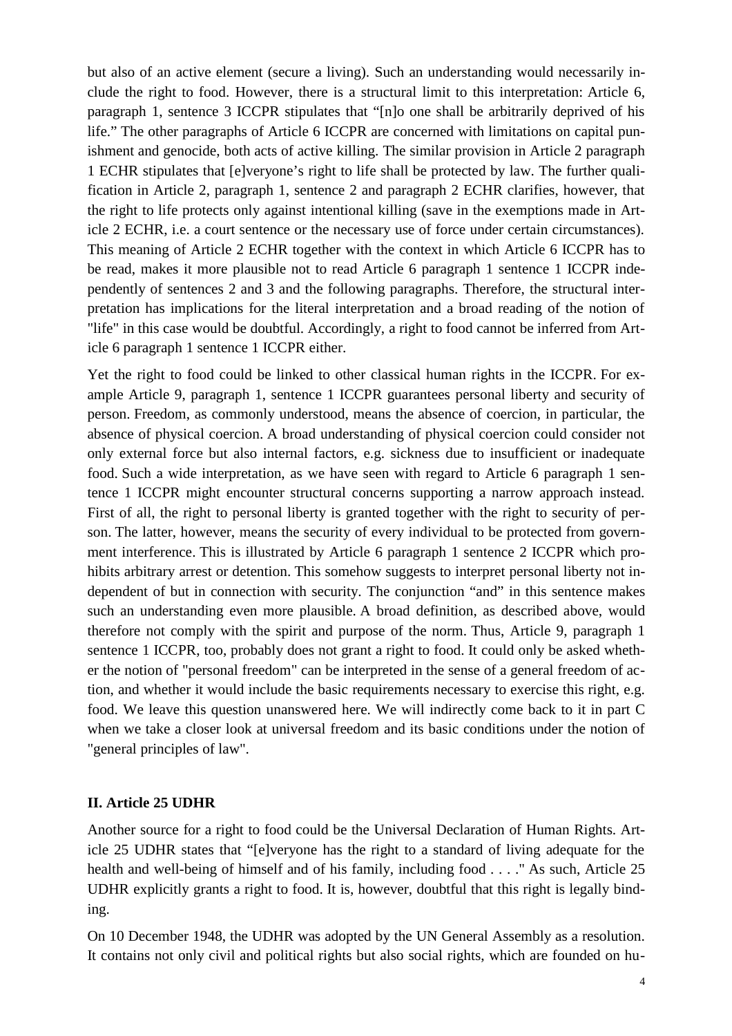but also of an active element (secure a living). Such an understanding would necessarily include the right to food. However, there is a structural limit to this interpretation: Article 6, paragraph 1, sentence 3 ICCPR stipulates that "[n]o one shall be arbitrarily deprived of his life." The other paragraphs of Article 6 ICCPR are concerned with limitations on capital punishment and genocide, both acts of active killing. The similar provision in Article 2 paragraph 1 ECHR stipulates that [e]veryone's right to life shall be protected by law. The further qualification in Article 2, paragraph 1, sentence 2 and paragraph 2 ECHR clarifies, however, that the right to life protects only against intentional killing (save in the exemptions made in Article 2 ECHR, i.e. a court sentence or the necessary use of force under certain circumstances). This meaning of Article 2 ECHR together with the context in which Article 6 ICCPR has to be read, makes it more plausible not to read Article 6 paragraph 1 sentence 1 ICCPR independently of sentences 2 and 3 and the following paragraphs. Therefore, the structural interpretation has implications for the literal interpretation and a broad reading of the notion of "life" in this case would be doubtful. Accordingly, a right to food cannot be inferred from Article 6 paragraph 1 sentence 1 ICCPR either.

Yet the right to food could be linked to other classical human rights in the ICCPR. For example Article 9, paragraph 1, sentence 1 ICCPR guarantees personal liberty and security of person. Freedom, as commonly understood, means the absence of coercion, in particular, the absence of physical coercion. A broad understanding of physical coercion could consider not only external force but also internal factors, e.g. sickness due to insufficient or inadequate food. Such a wide interpretation, as we have seen with regard to Article 6 paragraph 1 sentence 1 ICCPR might encounter structural concerns supporting a narrow approach instead. First of all, the right to personal liberty is granted together with the right to security of person. The latter, however, means the security of every individual to be protected from government interference. This is illustrated by Article 6 paragraph 1 sentence 2 ICCPR which prohibits arbitrary arrest or detention. This somehow suggests to interpret personal liberty not independent of but in connection with security. The conjunction "and" in this sentence makes such an understanding even more plausible. A broad definition, as described above, would therefore not comply with the spirit and purpose of the norm. Thus, Article 9, paragraph 1 sentence 1 ICCPR, too, probably does not grant a right to food. It could only be asked whether the notion of "personal freedom" can be interpreted in the sense of a general freedom of action, and whether it would include the basic requirements necessary to exercise this right, e.g. food. We leave this question unanswered here. We will indirectly come back to it in part C when we take a closer look at universal freedom and its basic conditions under the notion of "general principles of law".

## II. Article 25 UDHR

Another source for a right to food could be the Universal Declaration of Human Rights. Article 25 UDHR states that "[e]veryone has the right to a standard of living adequate for the health and well-being of himself and of his family, including food . . . ." As such, Article 25 UDHR explicitly grants a right to food. It is, however, doubtful that this right is legally binding.

On 10 December 1948, the UDHR was adopted by the UN General Assembly as a resolution. It contains not only civil and political rights but also social rights, which are founded on hu-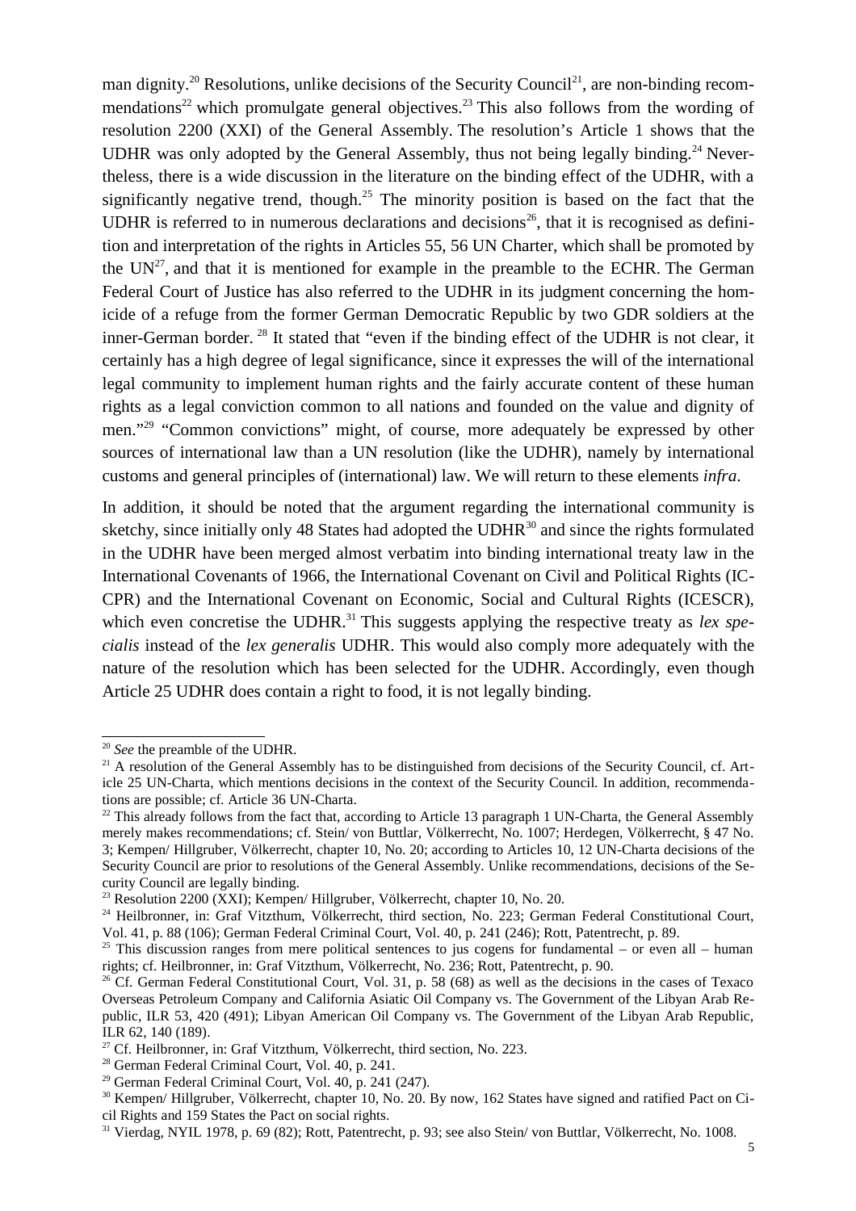man dignity.[20] Resolutions, unlike decisions of the Security Council[21], are non-binding recommendations[22] which promulgate general objectives.[23] This also follows from the wording of resolution 2200 (XXI) of the General Assembly. The resolution's Article 1 shows that the UDHR was only adopted by the General Assembly, thus not being legally binding.[24] Nevertheless, there is a wide discussion in the literature on the binding effect of the UDHR, with a significantly negative trend, though.[25] The minority position is based on the fact that the UDHR is referred to in numerous declarations and decisions[26], that it is recognised as definition and interpretation of the rights in Articles 55, 56 UN Charter, which shall be promoted by the UN[27], and that it is mentioned for example in the preamble to the ECHR. The German Federal Court of Justice has also referred to the UDHR in its judgment concerning the homicide of a refuge from the former German Democratic Republic by two GDR soldiers at the inner-German border. [28] It stated that "even if the binding effect of the UDHR is not clear, it certainly has a high degree of legal significance, since it expresses the will of the international legal community to implement human rights and the fairly accurate content of these human rights as a legal conviction common to all nations and founded on the value and dignity of men."[29] "Common convictions" might, of course, more adequately be expressed by other sources of international law than a UN resolution (like the UDHR), namely by international customs and general principles of (international) law. We will return to these elements *infra*.

In addition, it should be noted that the argument regarding the international community is sketchy, since initially only 48 States had adopted the UDHR[30] and since the rights formulated in the UDHR have been merged almost verbatim into binding international treaty law in the International Covenants of 1966, the International Covenant on Civil and Political Rights (ICCPR) and the International Covenant on Economic, Social and Cultural Rights (ICESCR), which even concretise the UDHR.[31] This suggests applying the respective treaty as *lex specialis* instead of the *lex generalis* UDHR. This would also comply more adequately with the nature of the resolution which has been selected for the UDHR. Accordingly, even though Article 25 UDHR does contain a right to food, it is not legally binding.

---

[20] *See* the preamble of the UDHR.

[21] A resolution of the General Assembly has to be distinguished from decisions of the Security Council, cf. Article 25 UN-Charta, which mentions decisions in the context of the Security Council. In addition, recommendations are possible; cf. Article 36 UN-Charta.

[22] This already follows from the fact that, according to Article 13 paragraph 1 UN-Charta, the General Assembly merely makes recommendations; cf. Stein/ von Buttlar, Völkerrecht, No. 1007; Herdegen, Völkerrecht, § 47 No. 3; Kempen/ Hillgruber, Völkerrecht, chapter 10, No. 20; according to Articles 10, 12 UN-Charta decisions of the Security Council are prior to resolutions of the General Assembly. Unlike recommendations, decisions of the Security Council are legally binding.

[23] Resolution 2200 (XXI); Kempen/ Hillgruber, Völkerrecht, chapter 10, No. 20.

[24] Heilbronner, in: Graf Vitzthum, Völkerrecht, third section, No. 223; German Federal Constitutional Court, Vol. 41, p. 88 (106); German Federal Criminal Court, Vol. 40, p. 241 (246); Rott, Patentrecht, p. 89.

[25] This discussion ranges from mere political sentences to jus cogens for fundamental – or even all – human rights; cf. Heilbronner, in: Graf Vitzthum, Völkerrecht, No. 236; Rott, Patentrecht, p. 90.

[26] Cf. German Federal Constitutional Court, Vol. 31, p. 58 (68) as well as the decisions in the cases of Texaco Overseas Petroleum Company and California Asiatic Oil Company vs. The Government of the Libyan Arab Republic, ILR 53, 420 (491); Libyan American Oil Company vs. The Government of the Libyan Arab Republic, ILR 62, 140 (189).

[27] Cf. Heilbronner, in: Graf Vitzthum, Völkerrecht, third section, No. 223.

[28] German Federal Criminal Court, Vol. 40, p. 241.

[29] German Federal Criminal Court, Vol. 40, p. 241 (247).

[30] Kempen/ Hillgruber, Völkerrecht, chapter 10, No. 20. By now, 162 States have signed and ratified Pact on Cicil Rights and 159 States the Pact on social rights.

[31] Vierdag, NYIL 1978, p. 69 (82); Rott, Patentrecht, p. 93; see also Stein/ von Buttlar, Völkerrecht, No. 1008.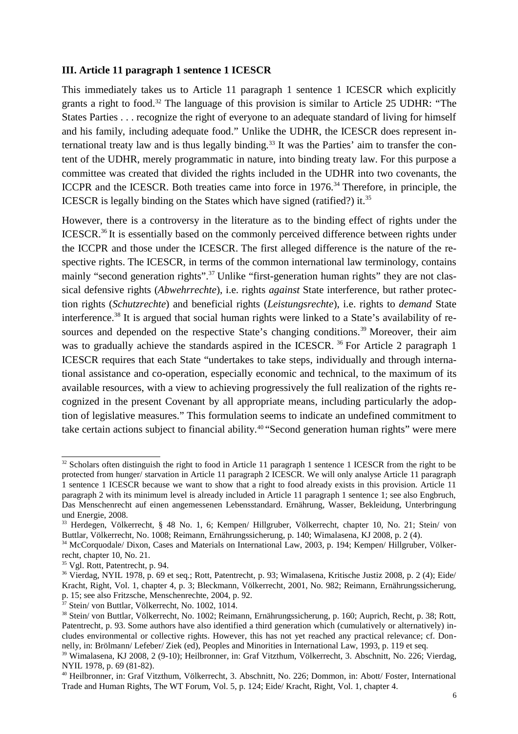### III. Article 11 paragraph 1 sentence 1 ICESCR

This immediately takes us to Article 11 paragraph 1 sentence 1 ICESCR which explicitly grants a right to food.[32] The language of this provision is similar to Article 25 UDHR: "The States Parties . . . recognize the right of everyone to an adequate standard of living for himself and his family, including adequate food." Unlike the UDHR, the ICESCR does represent international treaty law and is thus legally binding.[33] It was the Parties' aim to transfer the content of the UDHR, merely programmatic in nature, into binding treaty law. For this purpose a committee was created that divided the rights included in the UDHR into two covenants, the ICCPR and the ICESCR. Both treaties came into force in 1976.[34] Therefore, in principle, the ICESCR is legally binding on the States which have signed (ratified?) it.[35]

However, there is a controversy in the literature as to the binding effect of rights under the ICESCR.[36] It is essentially based on the commonly perceived difference between rights under the ICCPR and those under the ICESCR. The first alleged difference is the nature of the respective rights. The ICESCR, in terms of the common international law terminology, contains mainly "second generation rights".[37] Unlike "first-generation human rights" they are not classical defensive rights (*Abwehrrechte*), i.e. rights *against* State interference, but rather protection rights (*Schutzrechte*) and beneficial rights (*Leistungsrechte*), i.e. rights to *demand* State interference.[38] It is argued that social human rights were linked to a State's availability of resources and depended on the respective State's changing conditions.[39] Moreover, their aim was to gradually achieve the standards aspired in the ICESCR. [36] For Article 2 paragraph 1 ICESCR requires that each State "undertakes to take steps, individually and through international assistance and co-operation, especially economic and technical, to the maximum of its available resources, with a view to achieving progressively the full realization of the rights recognized in the present Covenant by all appropriate means, including particularly the adoption of legislative measures." This formulation seems to indicate an undefined commitment to take certain actions subject to financial ability.[40] "Second generation human rights" were mere

---

[32] Scholars often distinguish the right to food in Article 11 paragraph 1 sentence 1 ICESCR from the right to be protected from hunger/ starvation in Article 11 paragraph 2 ICESCR. We will only analyse Article 11 paragraph 1 sentence 1 ICESCR because we want to show that a right to food already exists in this provision. Article 11 paragraph 2 with its minimum level is already included in Article 11 paragraph 1 sentence 1; see also Engbruch, Das Menschenrecht auf einen angemessenen Lebensstandard. Ernährung, Wasser, Bekleidung, Unterbringung und Energie, 2008.

[33] Herdegen, Völkerrecht, § 48 No. 1, 6; Kempen/ Hillgruber, Völkerrecht, chapter 10, No. 21; Stein/ von Buttlar, Völkerrecht, No. 1008; Reimann, Ernährungssicherung, p. 140; Wimalasena, KJ 2008, p. 2 (4).

[34] McCorquodale/ Dixon, Cases and Materials on International Law, 2003, p. 194; Kempen/ Hillgruber, Völkerrecht, chapter 10, No. 21.

[35] Vgl. Rott, Patentrecht, p. 94.

[36] Vierdag, NYIL 1978, p. 69 et seq.; Rott, Patentrecht, p. 93; Wimalasena, Kritische Justiz 2008, p. 2 (4); Eide/ Kracht, Right, Vol. 1, chapter 4, p. 3; Bleckmann, Völkerrecht, 2001, No. 982; Reimann, Ernährungssicherung, p. 15; see also Fritzsche, Menschenrechte, 2004, p. 92.

[37] Stein/ von Buttlar, Völkerrecht, No. 1002, 1014.

[38] Stein/ von Buttlar, Völkerrecht, No. 1002; Reimann, Ernährungssicherung, p. 160; Auprich, Recht, p. 38; Rott, Patentrecht, p. 93. Some authors have also identified a third generation which (cumulatively or alternatively) includes environmental or collective rights. However, this has not yet reached any practical relevance; cf. Donnelly, in: Brölmann/ Lefeber/ Ziek (ed), Peoples and Minorities in International Law, 1993, p. 119 et seq.

[39] Wimalasena, KJ 2008, 2 (9-10); Heilbronner, in: Graf Vitzthum, Völkerrecht, 3. Abschnitt, No. 226; Vierdag, NYIL 1978, p. 69 (81-82).

[40] Heilbronner, in: Graf Vitzthum, Völkerrecht, 3. Abschnitt, No. 226; Dommon, in: Abott/ Foster, International Trade and Human Rights, The WT Forum, Vol. 5, p. 124; Eide/ Kracht, Right, Vol. 1, chapter 4.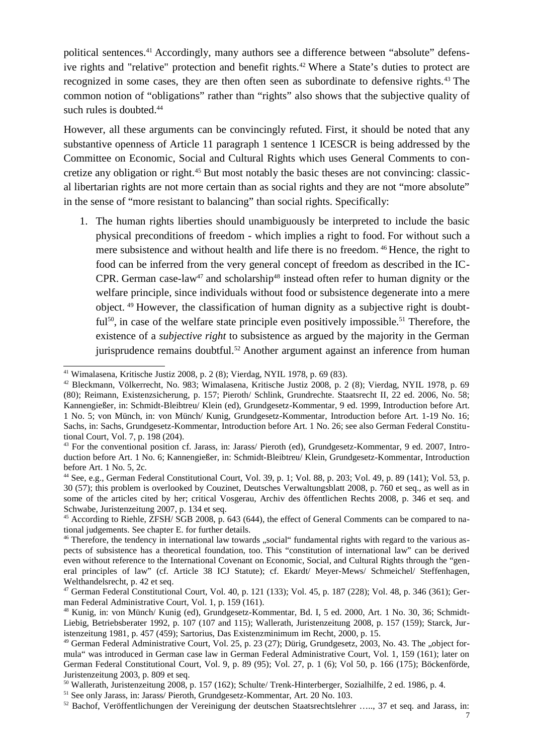political sentences.[41] Accordingly, many authors see a difference between "absolute" defensive rights and "relative" protection and benefit rights.[42] Where a State's duties to protect are recognized in some cases, they are then often seen as subordinate to defensive rights.[43] The common notion of "obligations" rather than "rights" also shows that the subjective quality of such rules is doubted.[44]

However, all these arguments can be convincingly refuted. First, it should be noted that any substantive openness of Article 11 paragraph 1 sentence 1 ICESCR is being addressed by the Committee on Economic, Social and Cultural Rights which uses General Comments to concretize any obligation or right.[45] But most notably the basic theses are not convincing: classical libertarian rights are not more certain than as social rights and they are not "more absolute" in the sense of "more resistant to balancing" than social rights. Specifically:

1. The human rights liberties should unambiguously be interpreted to include the basic physical preconditions of freedom - which implies a right to food. For without such a mere subsistence and without health and life there is no freedom. [46] Hence, the right to food can be inferred from the very general concept of freedom as described in the ICCPR. German case-law[47] and scholarship[48] instead often refer to human dignity or the welfare principle, since individuals without food or subsistence degenerate into a mere object. [49] However, the classification of human dignity as a subjective right is doubtful[50], in case of the welfare state principle even positively impossible.[51] Therefore, the existence of a *subjective right* to subsistence as argued by the majority in the German jurisprudence remains doubtful.[52] Another argument against an inference from human

---

[41] Wimalasena, Kritische Justiz 2008, p. 2 (8); Vierdag, NYIL 1978, p. 69 (83).

[42] Bleckmann, Völkerrecht, No. 983; Wimalasena, Kritische Justiz 2008, p. 2 (8); Vierdag, NYIL 1978, p. 69 (80); Reimann, Existenzsicherung, p. 157; Pieroth/ Schlink, Grundrechte. Staatsrecht II, 22 ed. 2006, No. 58; Kannengießer, in: Schmidt-Bleibtreu/ Klein (ed), Grundgesetz-Kommentar, 9 ed. 1999, Introduction before Art. 1 No. 5; von Münch, in: von Münch/ Kunig, Grundgesetz-Kommentar, Introduction before Art. 1-19 No. 16; Sachs, in: Sachs, Grundgesetz-Kommentar, Introduction before Art. 1 No. 26; see also German Federal Constitutional Court, Vol. 7, p. 198 (204).

[43] For the conventional position cf. Jarass, in: Jarass/ Pieroth (ed), Grundgesetz-Kommentar, 9 ed. 2007, Introduction before Art. 1 No. 6; Kannengießer, in: Schmidt-Bleibtreu/ Klein, Grundgesetz-Kommentar, Introduction before Art. 1 No. 5, 2c.

[44] See, e.g., German Federal Constitutional Court, Vol. 39, p. 1; Vol. 88, p. 203; Vol. 49, p. 89 (141); Vol. 53, p. 30 (57); this problem is overlooked by Couzinet, Deutsches Verwaltungsblatt 2008, p. 760 et seq., as well as in some of the articles cited by her; critical Vosgerau, Archiv des öffentlichen Rechts 2008, p. 346 et seq. and Schwabe, Juristenzeitung 2007, p. 134 et seq.

[45] According to Riehle, ZFSH/ SGB 2008, p. 643 (644), the effect of General Comments can be compared to national judgements. See chapter E. for further details.

[46] Therefore, the tendency in international law towards „social" fundamental rights with regard to the various aspects of subsistence has a theoretical foundation, too. This "constitution of international law" can be derived even without reference to the International Covenant on Economic, Social, and Cultural Rights through the "general principles of law" (cf. Article 38 ICJ Statute); cf. Ekardt/ Meyer-Mews/ Schmeichel/ Steffenhagen, Welthandelsrecht, p. 42 et seq.

[47] German Federal Constitutional Court, Vol. 40, p. 121 (133); Vol. 45, p. 187 (228); Vol. 48, p. 346 (361); German Federal Administrative Court, Vol. 1, p. 159 (161).

[48] Kunig, in: von Münch/ Kunig (ed), Grundgesetz-Kommentar, Bd. I, 5 ed. 2000, Art. 1 No. 30, 36; Schmidt-Liebig, Betriebsberater 1992, p. 107 (107 and 115); Wallerath, Juristenzeitung 2008, p. 157 (159); Starck, Juristenzeitung 1981, p. 457 (459); Sartorius, Das Existenzminimum im Recht, 2000, p. 15.

[49] German Federal Administrative Court, Vol. 25, p. 23 (27); Dürig, Grundgesetz, 2003, No. 43. The „object formula" was introduced in German case law in German Federal Administrative Court, Vol. 1, 159 (161); later on German Federal Constitutional Court, Vol. 9, p. 89 (95); Vol. 27, p. 1 (6); Vol 50, p. 166 (175); Böckenförde, Juristenzeitung 2003, p. 809 et seq.

[50] Wallerath, Juristenzeitung 2008, p. 157 (162); Schulte/ Trenk-Hinterberger, Sozialhilfe, 2 ed. 1986, p. 4.

[51] See only Jarass, in: Jarass/ Pieroth, Grundgesetz-Kommentar, Art. 20 No. 103.

[52] Bachof, Veröffentlichungen der Vereinigung der deutschen Staatsrechtslehrer ….., 37 et seq. and Jarass, in: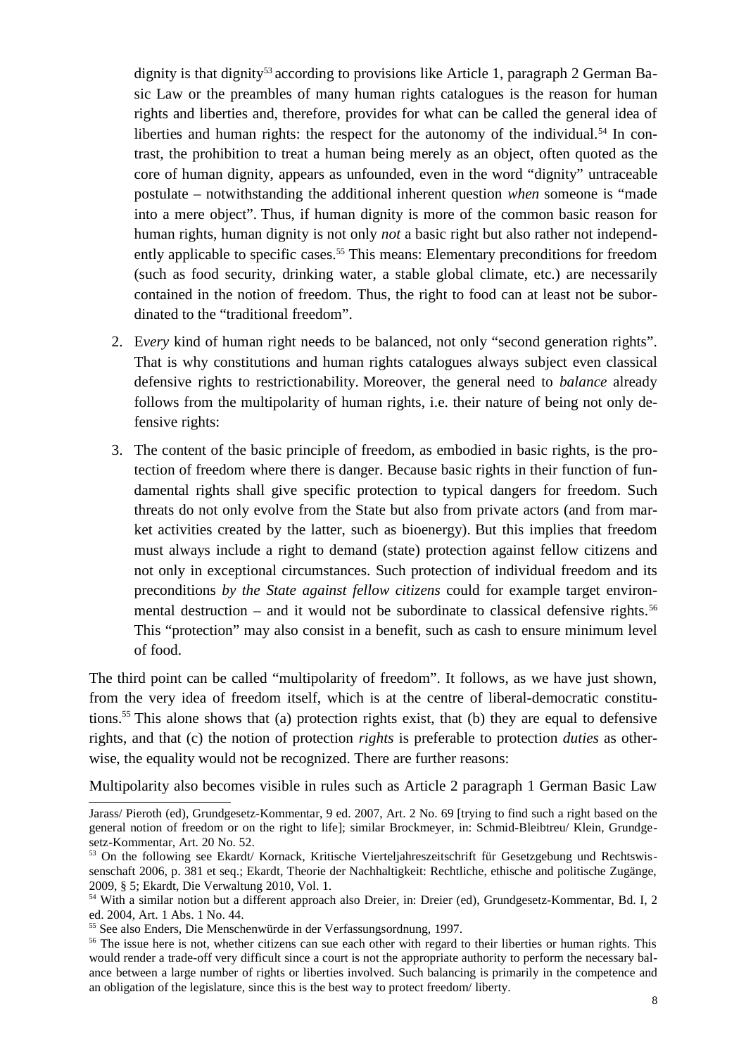dignity is that dignity[53] according to provisions like Article 1, paragraph 2 German Basic Law or the preambles of many human rights catalogues is the reason for human rights and liberties and, therefore, provides for what can be called the general idea of liberties and human rights: the respect for the autonomy of the individual.[54] In contrast, the prohibition to treat a human being merely as an object, often quoted as the core of human dignity, appears as unfounded, even in the word "dignity" untraceable postulate – notwithstanding the additional inherent question *when* someone is "made into a mere object". Thus, if human dignity is more of the common basic reason for human rights, human dignity is not only *not* a basic right but also rather not independently applicable to specific cases.[55] This means: Elementary preconditions for freedom (such as food security, drinking water, a stable global climate, etc.) are necessarily contained in the notion of freedom. Thus, the right to food can at least not be subordinated to the "traditional freedom".

2. E*very* kind of human right needs to be balanced, not only "second generation rights". That is why constitutions and human rights catalogues always subject even classical defensive rights to restrictionability. Moreover, the general need to *balance* already follows from the multipolarity of human rights, i.e. their nature of being not only defensive rights:

3. The content of the basic principle of freedom, as embodied in basic rights, is the protection of freedom where there is danger. Because basic rights in their function of fundamental rights shall give specific protection to typical dangers for freedom. Such threats do not only evolve from the State but also from private actors (and from market activities created by the latter, such as bioenergy). But this implies that freedom must always include a right to demand (state) protection against fellow citizens and not only in exceptional circumstances. Such protection of individual freedom and its preconditions *by the State against fellow citizens* could for example target environmental destruction – and it would not be subordinate to classical defensive rights.[56] This "protection" may also consist in a benefit, such as cash to ensure minimum level of food.

The third point can be called "multipolarity of freedom". It follows, as we have just shown, from the very idea of freedom itself, which is at the centre of liberal-democratic constitutions.[55] This alone shows that (a) protection rights exist, that (b) they are equal to defensive rights, and that (c) the notion of protection *rights* is preferable to protection *duties* as otherwise, the equality would not be recognized. There are further reasons:

Multipolarity also becomes visible in rules such as Article 2 paragraph 1 German Basic Law

---

Jarass/ Pieroth (ed), Grundgesetz-Kommentar, 9 ed. 2007, Art. 2 No. 69 [trying to find such a right based on the general notion of freedom or on the right to life]; similar Brockmeyer, in: Schmid-Bleibtreu/ Klein, Grundgesetz-Kommentar, Art. 20 No. 52.

[53] On the following see Ekardt/ Kornack, Kritische Vierteljahreszeitschrift für Gesetzgebung und Rechtswissenschaft 2006, p. 381 et seq.; Ekardt, Theorie der Nachhaltigkeit: Rechtliche, ethische and politische Zugänge, 2009, § 5; Ekardt, Die Verwaltung 2010, Vol. 1.

[54] With a similar notion but a different approach also Dreier, in: Dreier (ed), Grundgesetz-Kommentar, Bd. I, 2 ed. 2004, Art. 1 Abs. 1 No. 44.

[55] See also Enders, Die Menschenwürde in der Verfassungsordnung, 1997.

[56] The issue here is not, whether citizens can sue each other with regard to their liberties or human rights. This would render a trade-off very difficult since a court is not the appropriate authority to perform the necessary balance between a large number of rights or liberties involved. Such balancing is primarily in the competence and an obligation of the legislature, since this is the best way to protect freedom/ liberty.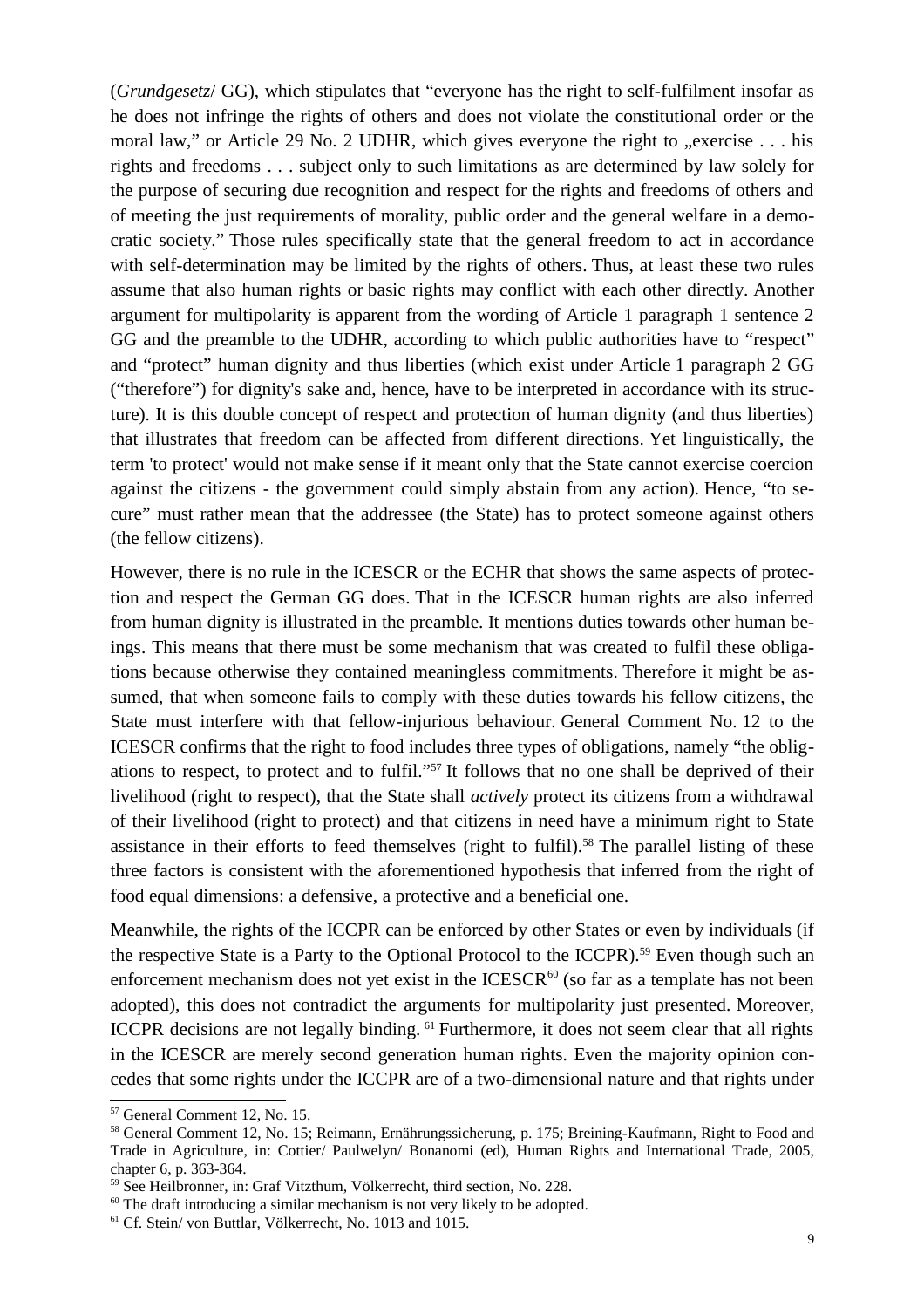(*Grundgesetz*/ GG), which stipulates that "everyone has the right to self-fulfilment insofar as he does not infringe the rights of others and does not violate the constitutional order or the moral law," or Article 29 No. 2 UDHR, which gives everyone the right to „exercise . . . his rights and freedoms . . . subject only to such limitations as are determined by law solely for the purpose of securing due recognition and respect for the rights and freedoms of others and of meeting the just requirements of morality, public order and the general welfare in a democratic society." Those rules specifically state that the general freedom to act in accordance with self-determination may be limited by the rights of others. Thus, at least these two rules assume that also human rights or basic rights may conflict with each other directly. Another argument for multipolarity is apparent from the wording of Article 1 paragraph 1 sentence 2 GG and the preamble to the UDHR, according to which public authorities have to "respect" and "protect" human dignity and thus liberties (which exist under Article 1 paragraph 2 GG ("therefore") for dignity's sake and, hence, have to be interpreted in accordance with its structure). It is this double concept of respect and protection of human dignity (and thus liberties) that illustrates that freedom can be affected from different directions. Yet linguistically, the term 'to protect' would not make sense if it meant only that the State cannot exercise coercion against the citizens - the government could simply abstain from any action). Hence, "to secure" must rather mean that the addressee (the State) has to protect someone against others (the fellow citizens).

However, there is no rule in the ICESCR or the ECHR that shows the same aspects of protection and respect the German GG does. That in the ICESCR human rights are also inferred from human dignity is illustrated in the preamble. It mentions duties towards other human beings. This means that there must be some mechanism that was created to fulfil these obligations because otherwise they contained meaningless commitments. Therefore it might be assumed, that when someone fails to comply with these duties towards his fellow citizens, the State must interfere with that fellow-injurious behaviour. General Comment No. 12 to the ICESCR confirms that the right to food includes three types of obligations, namely "the obligations to respect, to protect and to fulfil."[57] It follows that no one shall be deprived of their livelihood (right to respect), that the State shall *actively* protect its citizens from a withdrawal of their livelihood (right to protect) and that citizens in need have a minimum right to State assistance in their efforts to feed themselves (right to fulfil).[58] The parallel listing of these three factors is consistent with the aforementioned hypothesis that inferred from the right of food equal dimensions: a defensive, a protective and a beneficial one.

Meanwhile, the rights of the ICCPR can be enforced by other States or even by individuals (if the respective State is a Party to the Optional Protocol to the ICCPR).[59] Even though such an enforcement mechanism does not yet exist in the ICESCR[60] (so far as a template has not been adopted), this does not contradict the arguments for multipolarity just presented. Moreover, ICCPR decisions are not legally binding.[61] Furthermore, it does not seem clear that all rights in the ICESCR are merely second generation human rights. Even the majority opinion concedes that some rights under the ICCPR are of a two-dimensional nature and that rights under

[57] General Comment 12, No. 15.

[58] General Comment 12, No. 15; Reimann, Ernährungssicherung, p. 175; Breining-Kaufmann, Right to Food and Trade in Agriculture, in: Cottier/ Paulwelyn/ Bonanomi (ed), Human Rights and International Trade, 2005, chapter 6, p. 363-364.

[59] See Heilbronner, in: Graf Vitzthum, Völkerrecht, third section, No. 228.

[60] The draft introducing a similar mechanism is not very likely to be adopted.

[61] Cf. Stein/ von Buttlar, Völkerrecht, No. 1013 and 1015.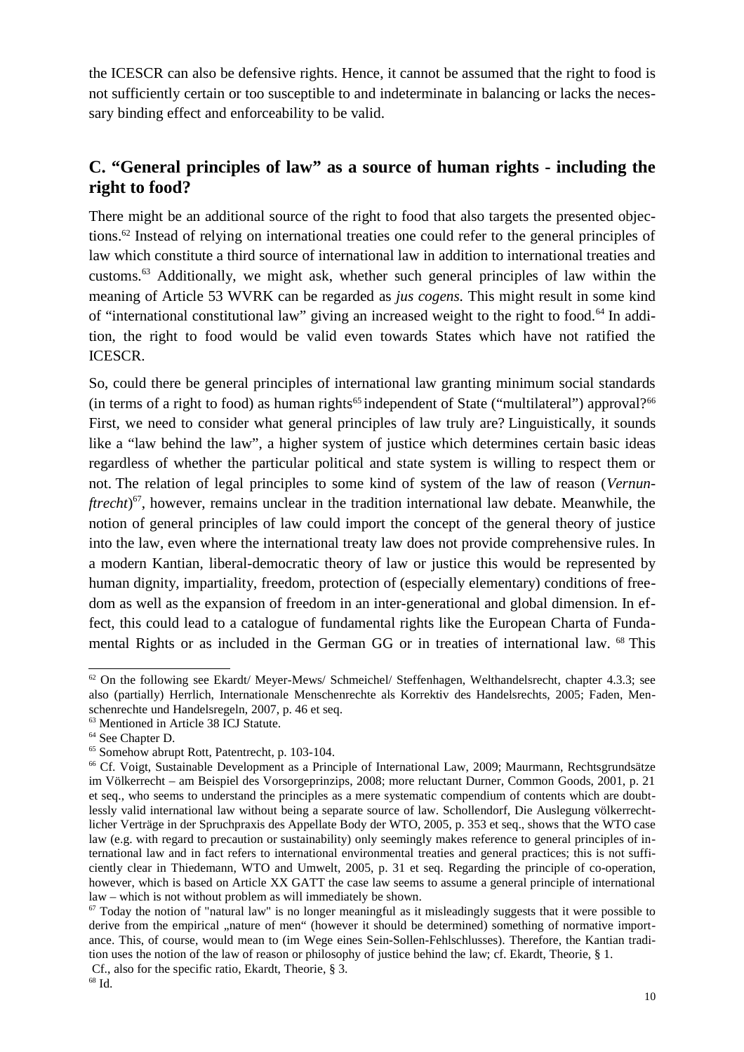the ICESCR can also be defensive rights. Hence, it cannot be assumed that the right to food is not sufficiently certain or too susceptible to and indeterminate in balancing or lacks the necessary binding effect and enforceability to be valid.

## C. "General principles of law" as a source of human rights - including the right to food?

There might be an additional source of the right to food that also targets the presented objections.[62] Instead of relying on international treaties one could refer to the general principles of law which constitute a third source of international law in addition to international treaties and customs.[63] Additionally, we might ask, whether such general principles of law within the meaning of Article 53 WVRK can be regarded as *jus cogens.* This might result in some kind of "international constitutional law" giving an increased weight to the right to food.[64] In addition, the right to food would be valid even towards States which have not ratified the ICESCR.

So, could there be general principles of international law granting minimum social standards (in terms of a right to food) as human rights[65] independent of State ("multilateral") approval?[66] First, we need to consider what general principles of law truly are? Linguistically, it sounds like a "law behind the law", a higher system of justice which determines certain basic ideas regardless of whether the particular political and state system is willing to respect them or not. The relation of legal principles to some kind of system of the law of reason (*Vernunftrecht*)[67], however, remains unclear in the tradition international law debate. Meanwhile, the notion of general principles of law could import the concept of the general theory of justice into the law, even where the international treaty law does not provide comprehensive rules. In a modern Kantian, liberal-democratic theory of law or justice this would be represented by human dignity, impartiality, freedom, protection of (especially elementary) conditions of freedom as well as the expansion of freedom in an inter-generational and global dimension. In effect, this could lead to a catalogue of fundamental rights like the European Charta of Fundamental Rights or as included in the German GG or in treaties of international law. [68] This

---

[62] On the following see Ekardt/ Meyer-Mews/ Schmeichel/ Steffenhagen, Welthandelsrecht, chapter 4.3.3; see also (partially) Herrlich, Internationale Menschenrechte als Korrektiv des Handelsrechts, 2005; Faden, Menschenrechte und Handelsregeln, 2007, p. 46 et seq.

[63] Mentioned in Article 38 ICJ Statute.

[64] See Chapter D.

[65] Somehow abrupt Rott, Patentrecht, p. 103-104.

[66] Cf. Voigt, Sustainable Development as a Principle of International Law, 2009; Maurmann, Rechtsgrundsätze im Völkerrecht – am Beispiel des Vorsorgeprinzips, 2008; more reluctant Durner, Common Goods, 2001, p. 21 et seq., who seems to understand the principles as a mere systematic compendium of contents which are doubtlessly valid international law without being a separate source of law. Schollendorf, Die Auslegung völkerrechtlicher Verträge in der Spruchpraxis des Appellate Body der WTO, 2005, p. 353 et seq., shows that the WTO case law (e.g. with regard to precaution or sustainability) only seemingly makes reference to general principles of international law and in fact refers to international environmental treaties and general practices; this is not sufficiently clear in Thiedemann, WTO and Umwelt, 2005, p. 31 et seq. Regarding the principle of co-operation, however, which is based on Article XX GATT the case law seems to assume a general principle of international law – which is not without problem as will immediately be shown.

[67] Today the notion of "natural law" is no longer meaningful as it misleadingly suggests that it were possible to derive from the empirical „nature of men" (however it should be determined) something of normative importance. This, of course, would mean to (im Wege eines Sein-Sollen-Fehlschlusses). Therefore, the Kantian tradition uses the notion of the law of reason or philosophy of justice behind the law; cf. Ekardt, Theorie, § 1.

Cf., also for the specific ratio, Ekardt, Theorie, § 3.

[68] Id.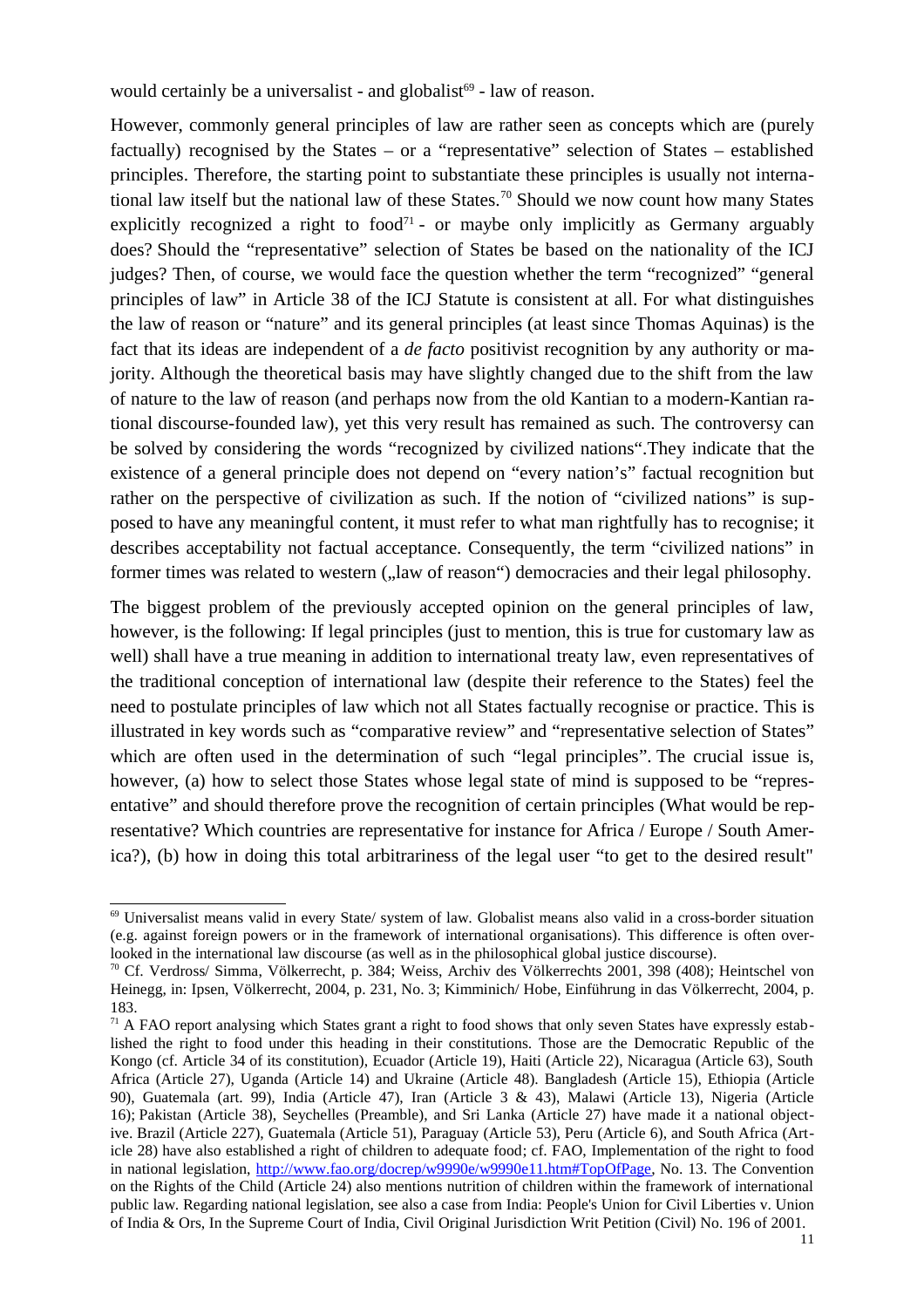would certainly be a universalist - and globalist[69] - law of reason.

However, commonly general principles of law are rather seen as concepts which are (purely factually) recognised by the States – or a "representative" selection of States – established principles. Therefore, the starting point to substantiate these principles is usually not international law itself but the national law of these States.[70] Should we now count how many States explicitly recognized a right to food[71] - or maybe only implicitly as Germany arguably does? Should the "representative" selection of States be based on the nationality of the ICJ judges? Then, of course, we would face the question whether the term "recognized" "general principles of law" in Article 38 of the ICJ Statute is consistent at all. For what distinguishes the law of reason or "nature" and its general principles (at least since Thomas Aquinas) is the fact that its ideas are independent of a *de facto* positivist recognition by any authority or majority. Although the theoretical basis may have slightly changed due to the shift from the law of nature to the law of reason (and perhaps now from the old Kantian to a modern-Kantian rational discourse-founded law), yet this very result has remained as such. The controversy can be solved by considering the words "recognized by civilized nations".They indicate that the existence of a general principle does not depend on "every nation's" factual recognition but rather on the perspective of civilization as such. If the notion of "civilized nations" is supposed to have any meaningful content, it must refer to what man rightfully has to recognise; it describes acceptability not factual acceptance. Consequently, the term "civilized nations" in former times was related to western („law of reason") democracies and their legal philosophy.

The biggest problem of the previously accepted opinion on the general principles of law, however, is the following: If legal principles (just to mention, this is true for customary law as well) shall have a true meaning in addition to international treaty law, even representatives of the traditional conception of international law (despite their reference to the States) feel the need to postulate principles of law which not all States factually recognise or practice. This is illustrated in key words such as "comparative review" and "representative selection of States" which are often used in the determination of such "legal principles". The crucial issue is, however, (a) how to select those States whose legal state of mind is supposed to be "representative" and should therefore prove the recognition of certain principles (What would be representative? Which countries are representative for instance for Africa / Europe / South America?), (b) how in doing this total arbitrariness of the legal user "to get to the desired result"

---

[69] Universalist means valid in every State/ system of law. Globalist means also valid in a cross-border situation (e.g. against foreign powers or in the framework of international organisations). This difference is often overlooked in the international law discourse (as well as in the philosophical global justice discourse).

[70] Cf. Verdross/ Simma, Völkerrecht, p. 384; Weiss, Archiv des Völkerrechts 2001, 398 (408); Heintschel von Heinegg, in: Ipsen, Völkerrecht, 2004, p. 231, No. 3; Kimminich/ Hobe, Einführung in das Völkerrecht, 2004, p. 183.

[71] A FAO report analysing which States grant a right to food shows that only seven States have expressly established the right to food under this heading in their constitutions. Those are the Democratic Republic of the Kongo (cf. Article 34 of its constitution), Ecuador (Article 19), Haiti (Article 22), Nicaragua (Article 63), South Africa (Article 27), Uganda (Article 14) and Ukraine (Article 48). Bangladesh (Article 15), Ethiopia (Article 90), Guatemala (art. 99), India (Article 47), Iran (Article 3 & 43), Malawi (Article 13), Nigeria (Article 16); Pakistan (Article 38), Seychelles (Preamble), and Sri Lanka (Article 27) have made it a national objective. Brazil (Article 227), Guatemala (Article 51), Paraguay (Article 53), Peru (Article 6), and South Africa (Article 28) have also established a right of children to adequate food; cf. FAO, Implementation of the right to food in national legislation, http://www.fao.org/docrep/w9990e/w9990e11.htm#TopOfPage, No. 13. The Convention on the Rights of the Child (Article 24) also mentions nutrition of children within the framework of international public law. Regarding national legislation, see also a case from India: People's Union for Civil Liberties v. Union of India & Ors, In the Supreme Court of India, Civil Original Jurisdiction Writ Petition (Civil) No. 196 of 2001.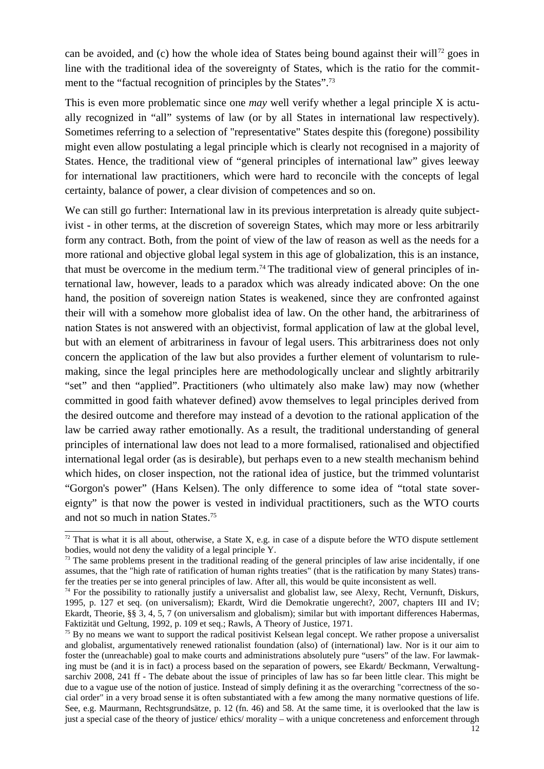can be avoided, and (c) how the whole idea of States being bound against their will[72] goes in line with the traditional idea of the sovereignty of States, which is the ratio for the commitment to the "factual recognition of principles by the States".[73]

This is even more problematic since one *may* well verify whether a legal principle X is actually recognized in "all" systems of law (or by all States in international law respectively). Sometimes referring to a selection of "representative" States despite this (foregone) possibility might even allow postulating a legal principle which is clearly not recognised in a majority of States. Hence, the traditional view of "general principles of international law" gives leeway for international law practitioners, which were hard to reconcile with the concepts of legal certainty, balance of power, a clear division of competences and so on.

We can still go further: International law in its previous interpretation is already quite subjectivist - in other terms, at the discretion of sovereign States, which may more or less arbitrarily form any contract. Both, from the point of view of the law of reason as well as the needs for a more rational and objective global legal system in this age of globalization, this is an instance, that must be overcome in the medium term.[74] The traditional view of general principles of international law, however, leads to a paradox which was already indicated above: On the one hand, the position of sovereign nation States is weakened, since they are confronted against their will with a somehow more globalist idea of law. On the other hand, the arbitrariness of nation States is not answered with an objectivist, formal application of law at the global level, but with an element of arbitrariness in favour of legal users. This arbitrariness does not only concern the application of the law but also provides a further element of voluntarism to rulemaking, since the legal principles here are methodologically unclear and slightly arbitrarily "set" and then "applied". Practitioners (who ultimately also make law) may now (whether committed in good faith whatever defined) avow themselves to legal principles derived from the desired outcome and therefore may instead of a devotion to the rational application of the law be carried away rather emotionally. As a result, the traditional understanding of general principles of international law does not lead to a more formalised, rationalised and objectified international legal order (as is desirable), but perhaps even to a new stealth mechanism behind which hides, on closer inspection, not the rational idea of justice, but the trimmed voluntarist "Gorgon's power" (Hans Kelsen). The only difference to some idea of "total state sovereignty" is that now the power is vested in individual practitioners, such as the WTO courts and not so much in nation States.[75]

---

[72] That is what it is all about, otherwise, a State X, e.g. in case of a dispute before the WTO dispute settlement bodies, would not deny the validity of a legal principle Y.

[73] The same problems present in the traditional reading of the general principles of law arise incidentally, if one assumes, that the "high rate of ratification of human rights treaties" (that is the ratification by many States) transfer the treaties per se into general principles of law. After all, this would be quite inconsistent as well.

[74] For the possibility to rationally justify a universalist and globalist law, see Alexy, Recht, Vernunft, Diskurs, 1995, p. 127 et seq. (on universalism); Ekardt, Wird die Demokratie ungerecht?, 2007, chapters III and IV; Ekardt, Theorie, §§ 3, 4, 5, 7 (on universalism and globalism); similar but with important differences Habermas, Faktizität und Geltung, 1992, p. 109 et seq.; Rawls, A Theory of Justice, 1971.

[75] By no means we want to support the radical positivist Kelsean legal concept. We rather propose a universalist and globalist, argumentatively renewed rationalist foundation (also) of (international) law. Nor is it our aim to foster the (unreachable) goal to make courts and administrations absolutely pure "users" of the law. For lawmaking must be (and it is in fact) a process based on the separation of powers, see Ekardt/ Beckmann, Verwaltungsarchiv 2008, 241 ff - The debate about the issue of principles of law has so far been little clear. This might be due to a vague use of the notion of justice. Instead of simply defining it as the overarching "correctness of the social order" in a very broad sense it is often substantiated with a few among the many normative questions of life. See, e.g. Maurmann, Rechtsgrundsätze, p. 12 (fn. 46) and 58. At the same time, it is overlooked that the law is just a special case of the theory of justice/ ethics/ morality – with a unique concreteness and enforcement through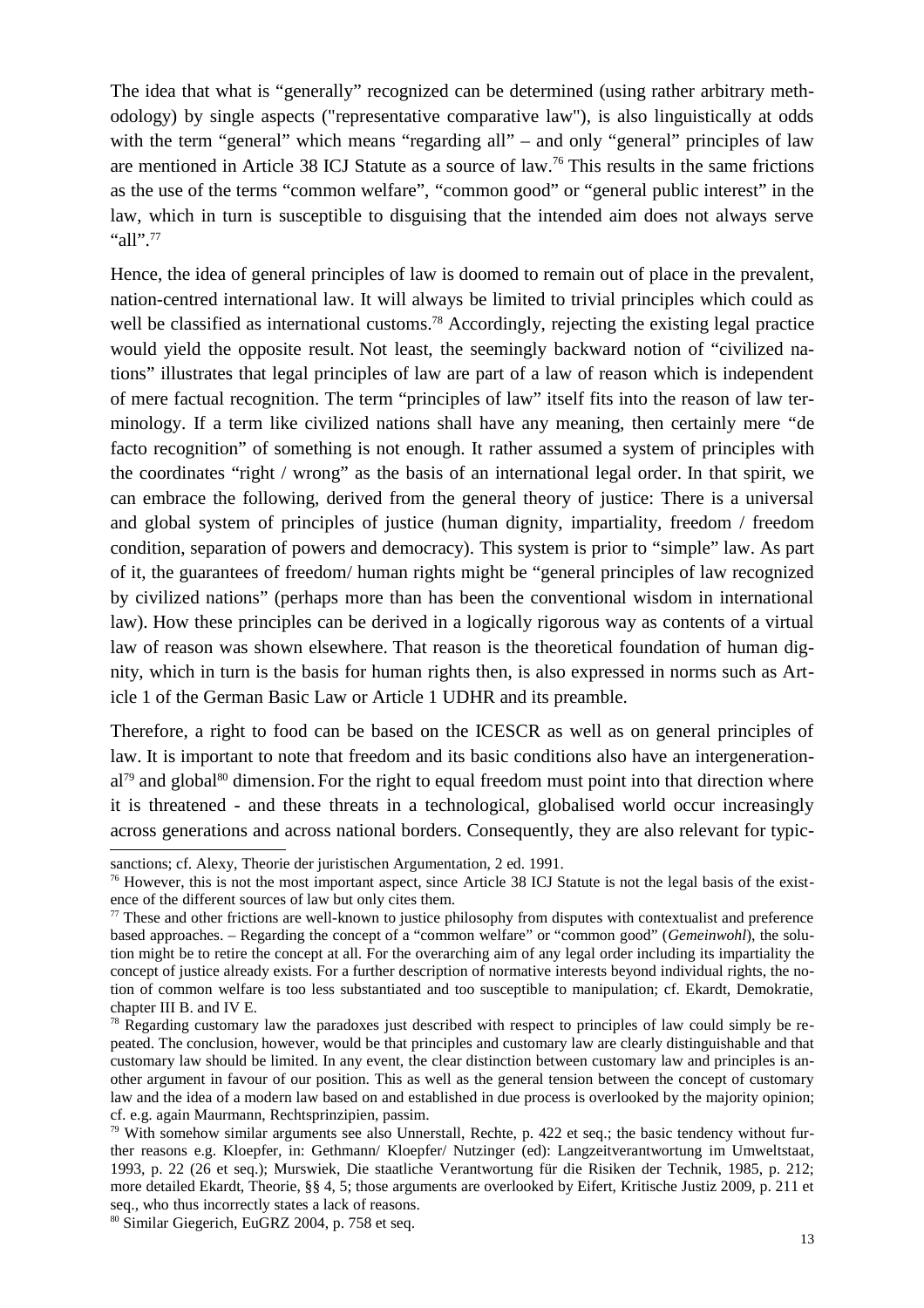The idea that what is "generally" recognized can be determined (using rather arbitrary methodology) by single aspects ("representative comparative law"), is also linguistically at odds with the term "general" which means "regarding all" – and only "general" principles of law are mentioned in Article 38 ICJ Statute as a source of law.[76] This results in the same frictions as the use of the terms "common welfare", "common good" or "general public interest" in the law, which in turn is susceptible to disguising that the intended aim does not always serve "all".[77]

Hence, the idea of general principles of law is doomed to remain out of place in the prevalent, nation-centred international law. It will always be limited to trivial principles which could as well be classified as international customs.[78] Accordingly, rejecting the existing legal practice would yield the opposite result. Not least, the seemingly backward notion of "civilized nations" illustrates that legal principles of law are part of a law of reason which is independent of mere factual recognition. The term "principles of law" itself fits into the reason of law terminology. If a term like civilized nations shall have any meaning, then certainly mere "de facto recognition" of something is not enough. It rather assumed a system of principles with the coordinates "right / wrong" as the basis of an international legal order. In that spirit, we can embrace the following, derived from the general theory of justice: There is a universal and global system of principles of justice (human dignity, impartiality, freedom / freedom condition, separation of powers and democracy). This system is prior to "simple" law. As part of it, the guarantees of freedom/ human rights might be "general principles of law recognized by civilized nations" (perhaps more than has been the conventional wisdom in international law). How these principles can be derived in a logically rigorous way as contents of a virtual law of reason was shown elsewhere. That reason is the theoretical foundation of human dignity, which in turn is the basis for human rights then, is also expressed in norms such as Article 1 of the German Basic Law or Article 1 UDHR and its preamble.

Therefore, a right to food can be based on the ICESCR as well as on general principles of law. It is important to note that freedom and its basic conditions also have an intergenerational[79] and global[80] dimension. For the right to equal freedom must point into that direction where it is threatened - and these threats in a technological, globalised world occur increasingly across generations and across national borders. Consequently, they are also relevant for typic-

---

sanctions; cf. Alexy, Theorie der juristischen Argumentation, 2 ed. 1991.

[76] However, this is not the most important aspect, since Article 38 ICJ Statute is not the legal basis of the existence of the different sources of law but only cites them.

[77] These and other frictions are well-known to justice philosophy from disputes with contextualist and preference based approaches. – Regarding the concept of a "common welfare" or "common good" (*Gemeinwohl*), the solution might be to retire the concept at all. For the overarching aim of any legal order including its impartiality the concept of justice already exists. For a further description of normative interests beyond individual rights, the notion of common welfare is too less substantiated and too susceptible to manipulation; cf. Ekardt, Demokratie, chapter III B. and IV E.

[78] Regarding customary law the paradoxes just described with respect to principles of law could simply be repeated. The conclusion, however, would be that principles and customary law are clearly distinguishable and that customary law should be limited. In any event, the clear distinction between customary law and principles is another argument in favour of our position. This as well as the general tension between the concept of customary law and the idea of a modern law based on and established in due process is overlooked by the majority opinion; cf. e.g. again Maurmann, Rechtsprinzipien, passim.

[79] With somehow similar arguments see also Unnerstall, Rechte, p. 422 et seq.; the basic tendency without further reasons e.g. Kloepfer, in: Gethmann/ Kloepfer/ Nutzinger (ed): Langzeitverantwortung im Umweltstaat, 1993, p. 22 (26 et seq.); Murswiek, Die staatliche Verantwortung für die Risiken der Technik, 1985, p. 212; more detailed Ekardt, Theorie, §§ 4, 5; those arguments are overlooked by Eifert, Kritische Justiz 2009, p. 211 et seq., who thus incorrectly states a lack of reasons.

[80] Similar Giegerich, EuGRZ 2004, p. 758 et seq.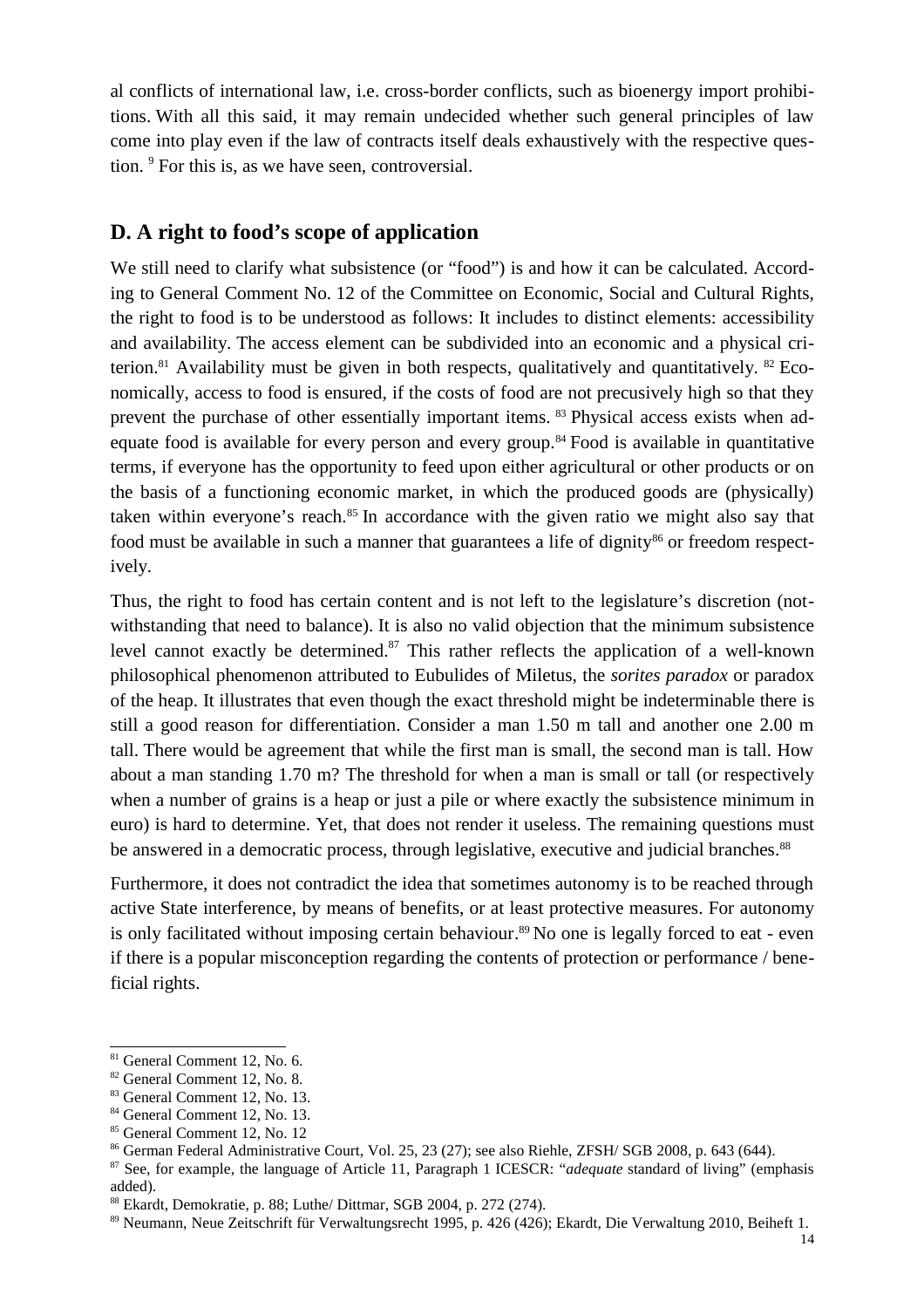al conflicts of international law, i.e. cross-border conflicts, such as bioenergy import prohibitions. With all this said, it may remain undecided whether such general principles of law come into play even if the law of contracts itself deals exhaustively with the respective question. [9] For this is, as we have seen, controversial.

## D. A right to food's scope of application

We still need to clarify what subsistence (or "food") is and how it can be calculated. According to General Comment No. 12 of the Committee on Economic, Social and Cultural Rights, the right to food is to be understood as follows: It includes to distinct elements: accessibility and availability. The access element can be subdivided into an economic and a physical criterion.[81] Availability must be given in both respects, qualitatively and quantitatively. [82] Economically, access to food is ensured, if the costs of food are not precusively high so that they prevent the purchase of other essentially important items. [83] Physical access exists when adequate food is available for every person and every group.[84] Food is available in quantitative terms, if everyone has the opportunity to feed upon either agricultural or other products or on the basis of a functioning economic market, in which the produced goods are (physically) taken within everyone's reach.[85] In accordance with the given ratio we might also say that food must be available in such a manner that guarantees a life of dignity[86] or freedom respectively.

Thus, the right to food has certain content and is not left to the legislature's discretion (notwithstanding that need to balance). It is also no valid objection that the minimum subsistence level cannot exactly be determined.[87] This rather reflects the application of a well-known philosophical phenomenon attributed to Eubulides of Miletus, the *sorites paradox* or paradox of the heap. It illustrates that even though the exact threshold might be indeterminable there is still a good reason for differentiation. Consider a man 1.50 m tall and another one 2.00 m tall. There would be agreement that while the first man is small, the second man is tall. How about a man standing 1.70 m? The threshold for when a man is small or tall (or respectively when a number of grains is a heap or just a pile or where exactly the subsistence minimum in euro) is hard to determine. Yet, that does not render it useless. The remaining questions must be answered in a democratic process, through legislative, executive and judicial branches.[88]

Furthermore, it does not contradict the idea that sometimes autonomy is to be reached through active State interference, by means of benefits, or at least protective measures. For autonomy is only facilitated without imposing certain behaviour.[89] No one is legally forced to eat - even if there is a popular misconception regarding the contents of protection or performance / beneficial rights.

---

[81] General Comment 12, No. 6.

[82] General Comment 12, No. 8.

[83] General Comment 12, No. 13.

[84] General Comment 12, No. 13.

[85] General Comment 12, No. 12

[86] German Federal Administrative Court, Vol. 25, 23 (27); see also Riehle, ZFSH/ SGB 2008, p. 643 (644).

[87] See, for example, the language of Article 11, Paragraph 1 ICESCR: "*adequate* standard of living" (emphasis added).

[88] Ekardt, Demokratie, p. 88; Luthe/ Dittmar, SGB 2004, p. 272 (274).

[89] Neumann, Neue Zeitschrift für Verwaltungsrecht 1995, p. 426 (426); Ekardt, Die Verwaltung 2010, Beiheft 1.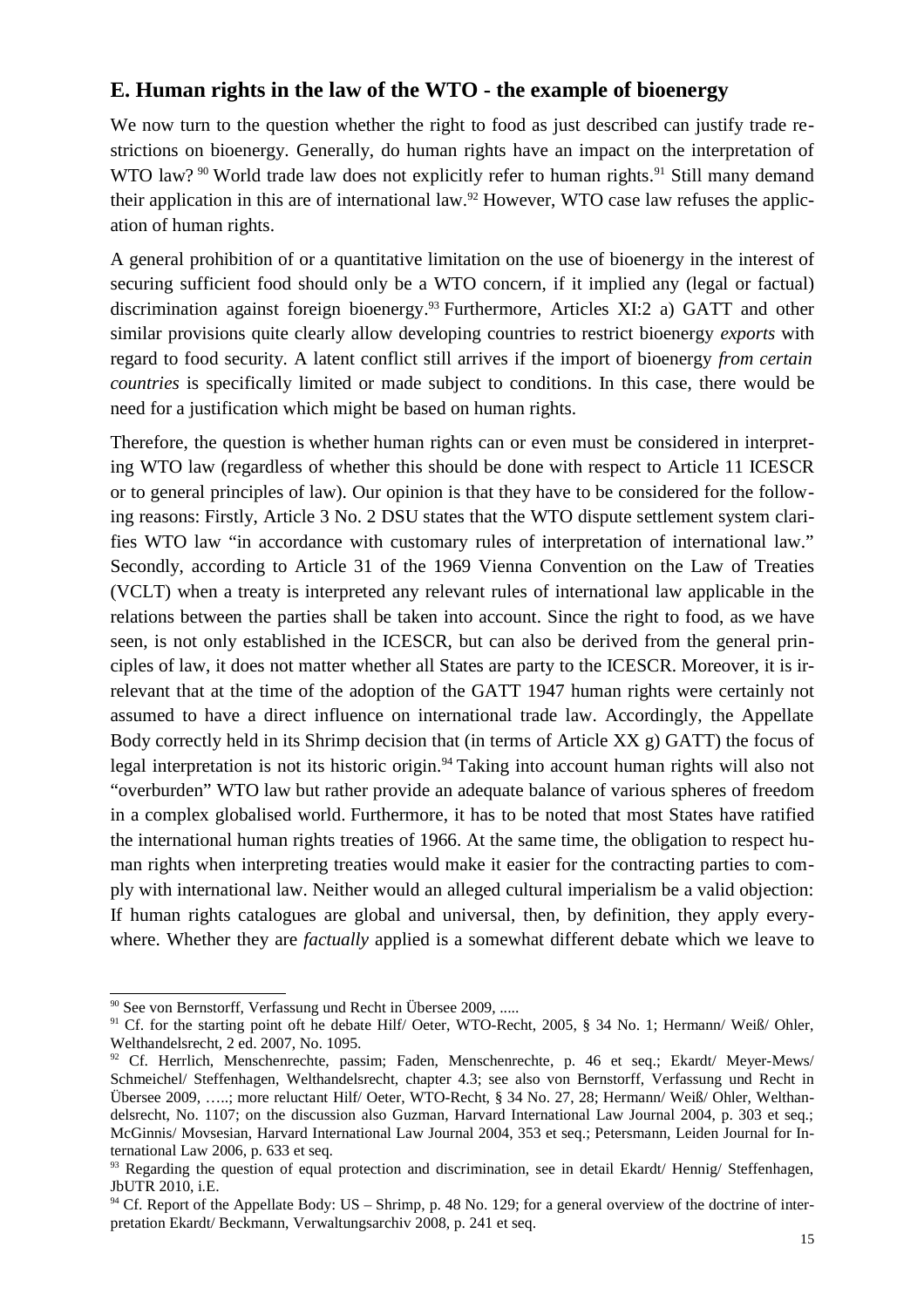## E. Human rights in the law of the WTO - the example of bioenergy

We now turn to the question whether the right to food as just described can justify trade restrictions on bioenergy. Generally, do human rights have an impact on the interpretation of WTO law? [90] World trade law does not explicitly refer to human rights.[91] Still many demand their application in this are of international law.[92] However, WTO case law refuses the application of human rights.

A general prohibition of or a quantitative limitation on the use of bioenergy in the interest of securing sufficient food should only be a WTO concern, if it implied any (legal or factual) discrimination against foreign bioenergy.[93] Furthermore, Articles XI:2 a) GATT and other similar provisions quite clearly allow developing countries to restrict bioenergy *exports* with regard to food security. A latent conflict still arrives if the import of bioenergy *from certain countries* is specifically limited or made subject to conditions. In this case, there would be need for a justification which might be based on human rights.

Therefore, the question is whether human rights can or even must be considered in interpreting WTO law (regardless of whether this should be done with respect to Article 11 ICESCR or to general principles of law). Our opinion is that they have to be considered for the following reasons: Firstly, Article 3 No. 2 DSU states that the WTO dispute settlement system clarifies WTO law "in accordance with customary rules of interpretation of international law." Secondly, according to Article 31 of the 1969 Vienna Convention on the Law of Treaties (VCLT) when a treaty is interpreted any relevant rules of international law applicable in the relations between the parties shall be taken into account. Since the right to food, as we have seen, is not only established in the ICESCR, but can also be derived from the general principles of law, it does not matter whether all States are party to the ICESCR. Moreover, it is irrelevant that at the time of the adoption of the GATT 1947 human rights were certainly not assumed to have a direct influence on international trade law. Accordingly, the Appellate Body correctly held in its Shrimp decision that (in terms of Article XX g) GATT) the focus of legal interpretation is not its historic origin.[94] Taking into account human rights will also not "overburden" WTO law but rather provide an adequate balance of various spheres of freedom in a complex globalised world. Furthermore, it has to be noted that most States have ratified the international human rights treaties of 1966. At the same time, the obligation to respect human rights when interpreting treaties would make it easier for the contracting parties to comply with international law. Neither would an alleged cultural imperialism be a valid objection: If human rights catalogues are global and universal, then, by definition, they apply everywhere. Whether they are *factually* applied is a somewhat different debate which we leave to

---

[90] See von Bernstorff, Verfassung und Recht in Übersee 2009, .....

[91] Cf. for the starting point oft he debate Hilf/ Oeter, WTO-Recht, 2005, § 34 No. 1; Hermann/ Weiß/ Ohler, Welthandelsrecht, 2 ed. 2007, No. 1095.

[92] Cf. Herrlich, Menschenrechte, passim; Faden, Menschenrechte, p. 46 et seq.; Ekardt/ Meyer-Mews/ Schmeichel/ Steffenhagen, Welthandelsrecht, chapter 4.3; see also von Bernstorff, Verfassung und Recht in Übersee 2009, …..; more reluctant Hilf/ Oeter, WTO-Recht, § 34 No. 27, 28; Hermann/ Weiß/ Ohler, Welthandelsrecht, No. 1107; on the discussion also Guzman, Harvard International Law Journal 2004, p. 303 et seq.; McGinnis/ Movsesian, Harvard International Law Journal 2004, 353 et seq.; Petersmann, Leiden Journal for International Law 2006, p. 633 et seq.

[93] Regarding the question of equal protection and discrimination, see in detail Ekardt/ Hennig/ Steffenhagen, JbUTR 2010, i.E.

[94] Cf. Report of the Appellate Body: US – Shrimp, p. 48 No. 129; for a general overview of the doctrine of interpretation Ekardt/ Beckmann, Verwaltungsarchiv 2008, p. 241 et seq.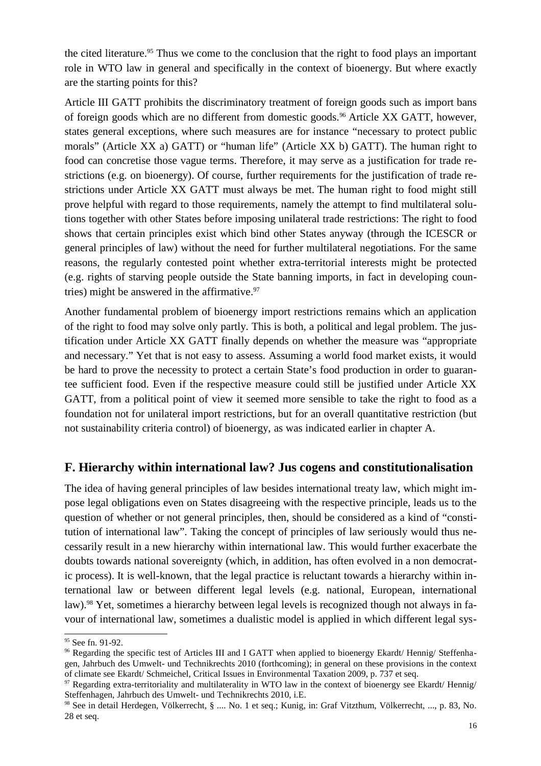the cited literature.[95] Thus we come to the conclusion that the right to food plays an important role in WTO law in general and specifically in the context of bioenergy. But where exactly are the starting points for this?

Article III GATT prohibits the discriminatory treatment of foreign goods such as import bans of foreign goods which are no different from domestic goods.[96] Article XX GATT, however, states general exceptions, where such measures are for instance "necessary to protect public morals" (Article XX a) GATT) or "human life" (Article XX b) GATT). The human right to food can concretise those vague terms. Therefore, it may serve as a justification for trade restrictions (e.g. on bioenergy). Of course, further requirements for the justification of trade restrictions under Article XX GATT must always be met. The human right to food might still prove helpful with regard to those requirements, namely the attempt to find multilateral solutions together with other States before imposing unilateral trade restrictions: The right to food shows that certain principles exist which bind other States anyway (through the ICESCR or general principles of law) without the need for further multilateral negotiations. For the same reasons, the regularly contested point whether extra-territorial interests might be protected (e.g. rights of starving people outside the State banning imports, in fact in developing countries) might be answered in the affirmative.[97]

Another fundamental problem of bioenergy import restrictions remains which an application of the right to food may solve only partly. This is both, a political and legal problem. The justification under Article XX GATT finally depends on whether the measure was "appropriate and necessary." Yet that is not easy to assess. Assuming a world food market exists, it would be hard to prove the necessity to protect a certain State's food production in order to guarantee sufficient food. Even if the respective measure could still be justified under Article XX GATT, from a political point of view it seemed more sensible to take the right to food as a foundation not for unilateral import restrictions, but for an overall quantitative restriction (but not sustainability criteria control) of bioenergy, as was indicated earlier in chapter A.

## F. Hierarchy within international law? Jus cogens and constitutionalisation

The idea of having general principles of law besides international treaty law, which might impose legal obligations even on States disagreeing with the respective principle, leads us to the question of whether or not general principles, then, should be considered as a kind of "constitution of international law". Taking the concept of principles of law seriously would thus necessarily result in a new hierarchy within international law. This would further exacerbate the doubts towards national sovereignty (which, in addition, has often evolved in a non democratic process). It is well-known, that the legal practice is reluctant towards a hierarchy within international law or between different legal levels (e.g. national, European, international law).[98] Yet, sometimes a hierarchy between legal levels is recognized though not always in favour of international law, sometimes a dualistic model is applied in which different legal sys-

---

[95] See fn. 91-92.

[96] Regarding the specific test of Articles III and I GATT when applied to bioenergy Ekardt/ Hennig/ Steffenhagen, Jahrbuch des Umwelt- und Technikrechts 2010 (forthcoming); in general on these provisions in the context of climate see Ekardt/ Schmeichel, Critical Issues in Environmental Taxation 2009, p. 737 et seq.

[97] Regarding extra-territoriality and multilaterality in WTO law in the context of bioenergy see Ekardt/ Hennig/ Steffenhagen, Jahrbuch des Umwelt- und Technikrechts 2010, i.E.

[98] See in detail Herdegen, Völkerrecht, § .... No. 1 et seq.; Kunig, in: Graf Vitzthum, Völkerrecht, ..., p. 83, No. 28 et seq.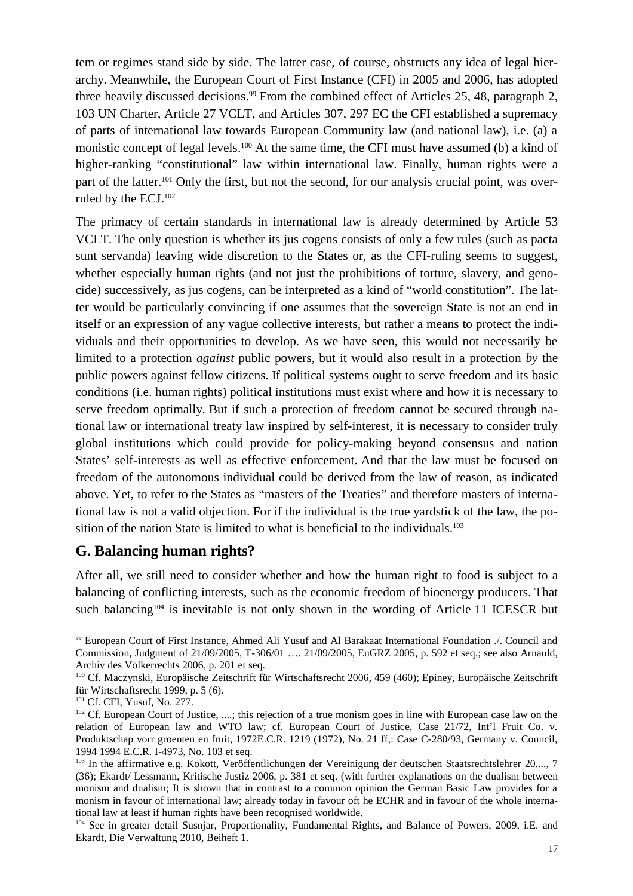tem or regimes stand side by side. The latter case, of course, obstructs any idea of legal hierarchy. Meanwhile, the European Court of First Instance (CFI) in 2005 and 2006, has adopted three heavily discussed decisions.[99] From the combined effect of Articles 25, 48, paragraph 2, 103 UN Charter, Article 27 VCLT, and Articles 307, 297 EC the CFI established a supremacy of parts of international law towards European Community law (and national law), i.e. (a) a monistic concept of legal levels.[100] At the same time, the CFI must have assumed (b) a kind of higher-ranking "constitutional" law within international law. Finally, human rights were a part of the latter.[101] Only the first, but not the second, for our analysis crucial point, was overruled by the ECJ.[102]

The primacy of certain standards in international law is already determined by Article 53 VCLT. The only question is whether its jus cogens consists of only a few rules (such as pacta sunt servanda) leaving wide discretion to the States or, as the CFI-ruling seems to suggest, whether especially human rights (and not just the prohibitions of torture, slavery, and genocide) successively, as jus cogens, can be interpreted as a kind of "world constitution". The latter would be particularly convincing if one assumes that the sovereign State is not an end in itself or an expression of any vague collective interests, but rather a means to protect the individuals and their opportunities to develop. As we have seen, this would not necessarily be limited to a protection *against* public powers, but it would also result in a protection *by* the public powers against fellow citizens. If political systems ought to serve freedom and its basic conditions (i.e. human rights) political institutions must exist where and how it is necessary to serve freedom optimally. But if such a protection of freedom cannot be secured through national law or international treaty law inspired by self-interest, it is necessary to consider truly global institutions which could provide for policy-making beyond consensus and nation States' self-interests as well as effective enforcement. And that the law must be focused on freedom of the autonomous individual could be derived from the law of reason, as indicated above. Yet, to refer to the States as "masters of the Treaties" and therefore masters of international law is not a valid objection. For if the individual is the true yardstick of the law, the position of the nation State is limited to what is beneficial to the individuals.[103]

## G. Balancing human rights?

After all, we still need to consider whether and how the human right to food is subject to a balancing of conflicting interests, such as the economic freedom of bioenergy producers. That such balancing[104] is inevitable is not only shown in the wording of Article 11 ICESCR but

---

[99] European Court of First Instance, Ahmed Ali Yusuf and Al Barakaat International Foundation ./. Council and Commission, Judgment of 21/09/2005, T-306/01 …. 21/09/2005, EuGRZ 2005, p. 592 et seq.; see also Arnauld, Archiv des Völkerrechts 2006, p. 201 et seq.

[100] Cf. Maczynski, Europäische Zeitschrift für Wirtschaftsrecht 2006, 459 (460); Epiney, Europäische Zeitschrift für Wirtschaftsrecht 1999, p. 5 (6).

[101] Cf. CFI, Yusuf, No. 277.

[102] Cf. European Court of Justice, ....; this rejection of a true monism goes in line with European case law on the relation of European law and WTO law; cf. European Court of Justice, Case 21/72, Int'l Fruit Co. v. Produktschap vorr groenten en fruit, 1972E.C.R. 1219 (1972), No. 21 ff,: Case C-280/93, Germany v. Council, 1994 1994 E.C.R. I-4973, No. 103 et seq.

[103] In the affirmative e.g. Kokott, Veröffentlichungen der Vereinigung der deutschen Staatsrechtslehrer 20...., 7 (36); Ekardt/ Lessmann, Kritische Justiz 2006, p. 381 et seq. (with further explanations on the dualism between monism and dualism; It is shown that in contrast to a common opinion the German Basic Law provides for a monism in favour of international law; already today in favour oft he ECHR and in favour of the whole international law at least if human rights have been recognised worldwide.

[104] See in greater detail Susnjar, Proportionality, Fundamental Rights, and Balance of Powers, 2009, i.E. and Ekardt, Die Verwaltung 2010, Beiheft 1.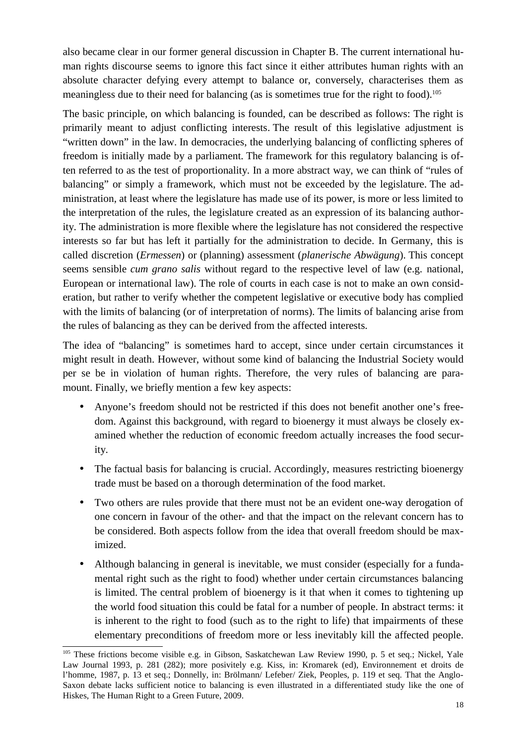also became clear in our former general discussion in Chapter B. The current international human rights discourse seems to ignore this fact since it either attributes human rights with an absolute character defying every attempt to balance or, conversely, characterises them as meaningless due to their need for balancing (as is sometimes true for the right to food).[105]

The basic principle, on which balancing is founded, can be described as follows: The right is primarily meant to adjust conflicting interests. The result of this legislative adjustment is "written down" in the law. In democracies, the underlying balancing of conflicting spheres of freedom is initially made by a parliament. The framework for this regulatory balancing is often referred to as the test of proportionality. In a more abstract way, we can think of "rules of balancing" or simply a framework, which must not be exceeded by the legislature. The administration, at least where the legislature has made use of its power, is more or less limited to the interpretation of the rules, the legislature created as an expression of its balancing authority. The administration is more flexible where the legislature has not considered the respective interests so far but has left it partially for the administration to decide. In Germany, this is called discretion (*Ermessen*) or (planning) assessment (*planerische Abwägung*). This concept seems sensible *cum grano salis* without regard to the respective level of law (e.g. national, European or international law). The role of courts in each case is not to make an own consideration, but rather to verify whether the competent legislative or executive body has complied with the limits of balancing (or of interpretation of norms). The limits of balancing arise from the rules of balancing as they can be derived from the affected interests.

The idea of "balancing" is sometimes hard to accept, since under certain circumstances it might result in death. However, without some kind of balancing the Industrial Society would per se be in violation of human rights. Therefore, the very rules of balancing are paramount. Finally, we briefly mention a few key aspects:

- Anyone's freedom should not be restricted if this does not benefit another one's freedom. Against this background, with regard to bioenergy it must always be closely examined whether the reduction of economic freedom actually increases the food security.
- The factual basis for balancing is crucial. Accordingly, measures restricting bioenergy trade must be based on a thorough determination of the food market.
- Two others are rules provide that there must not be an evident one-way derogation of one concern in favour of the other- and that the impact on the relevant concern has to be considered. Both aspects follow from the idea that overall freedom should be maximized.
- Although balancing in general is inevitable, we must consider (especially for a fundamental right such as the right to food) whether under certain circumstances balancing is limited. The central problem of bioenergy is it that when it comes to tightening up the world food situation this could be fatal for a number of people. In abstract terms: it is inherent to the right to food (such as to the right to life) that impairments of these elementary preconditions of freedom more or less inevitably kill the affected people.

[105] These frictions become visible e.g. in Gibson, Saskatchewan Law Review 1990, p. 5 et seq.; Nickel, Yale Law Journal 1993, p. 281 (282); more posivitely e.g. Kiss, in: Kromarek (ed), Environnement et droits de l'homme, 1987, p. 13 et seq.; Donnelly, in: Brölmann/ Lefeber/ Ziek, Peoples, p. 119 et seq. That the Anglo-Saxon debate lacks sufficient notice to balancing is even illustrated in a differentiated study like the one of Hiskes, The Human Right to a Green Future, 2009.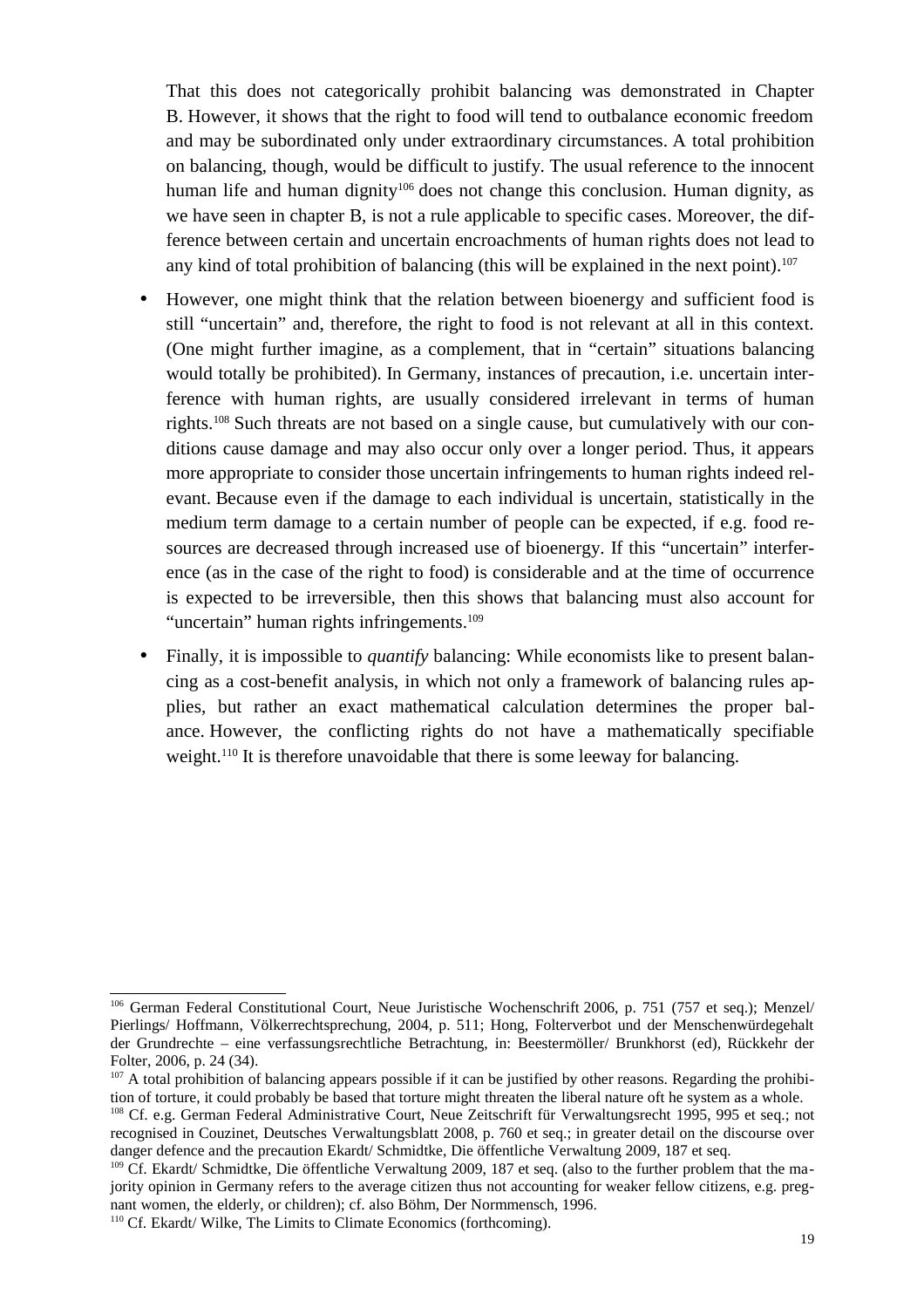That this does not categorically prohibit balancing was demonstrated in Chapter B. However, it shows that the right to food will tend to outbalance economic freedom and may be subordinated only under extraordinary circumstances. A total prohibition on balancing, though, would be difficult to justify. The usual reference to the innocent human life and human dignity[106] does not change this conclusion. Human dignity, as we have seen in chapter B, is not a rule applicable to specific cases. Moreover, the difference between certain and uncertain encroachments of human rights does not lead to any kind of total prohibition of balancing (this will be explained in the next point).[107]

- However, one might think that the relation between bioenergy and sufficient food is still "uncertain" and, therefore, the right to food is not relevant at all in this context. (One might further imagine, as a complement, that in "certain" situations balancing would totally be prohibited). In Germany, instances of precaution, i.e. uncertain interference with human rights, are usually considered irrelevant in terms of human rights.[108] Such threats are not based on a single cause, but cumulatively with our conditions cause damage and may also occur only over a longer period. Thus, it appears more appropriate to consider those uncertain infringements to human rights indeed relevant. Because even if the damage to each individual is uncertain, statistically in the medium term damage to a certain number of people can be expected, if e.g. food resources are decreased through increased use of bioenergy. If this "uncertain" interference (as in the case of the right to food) is considerable and at the time of occurrence is expected to be irreversible, then this shows that balancing must also account for "uncertain" human rights infringements.[109]
- Finally, it is impossible to *quantify* balancing: While economists like to present balancing as a cost-benefit analysis, in which not only a framework of balancing rules applies, but rather an exact mathematical calculation determines the proper balance. However, the conflicting rights do not have a mathematically specifiable weight.[110] It is therefore unavoidable that there is some leeway for balancing.

---

[106] German Federal Constitutional Court, Neue Juristische Wochenschrift 2006, p. 751 (757 et seq.); Menzel/ Pierlings/ Hoffmann, Völkerrechtsprechung, 2004, p. 511; Hong, Folterverbot und der Menschenwürdegehalt der Grundrechte – eine verfassungsrechtliche Betrachtung, in: Beestermöller/ Brunkhorst (ed), Rückkehr der Folter, 2006, p. 24 (34).

[107] A total prohibition of balancing appears possible if it can be justified by other reasons. Regarding the prohibition of torture, it could probably be based that torture might threaten the liberal nature oft he system as a whole.

[108] Cf. e.g. German Federal Administrative Court, Neue Zeitschrift für Verwaltungsrecht 1995, 995 et seq.; not recognised in Couzinet, Deutsches Verwaltungsblatt 2008, p. 760 et seq.; in greater detail on the discourse over danger defence and the precaution Ekardt/ Schmidtke, Die öffentliche Verwaltung 2009, 187 et seq.

[109] Cf. Ekardt/ Schmidtke, Die öffentliche Verwaltung 2009, 187 et seq. (also to the further problem that the majority opinion in Germany refers to the average citizen thus not accounting for weaker fellow citizens, e.g. pregnant women, the elderly, or children); cf. also Böhm, Der Normmensch, 1996.

[110] Cf. Ekardt/ Wilke, The Limits to Climate Economics (forthcoming).